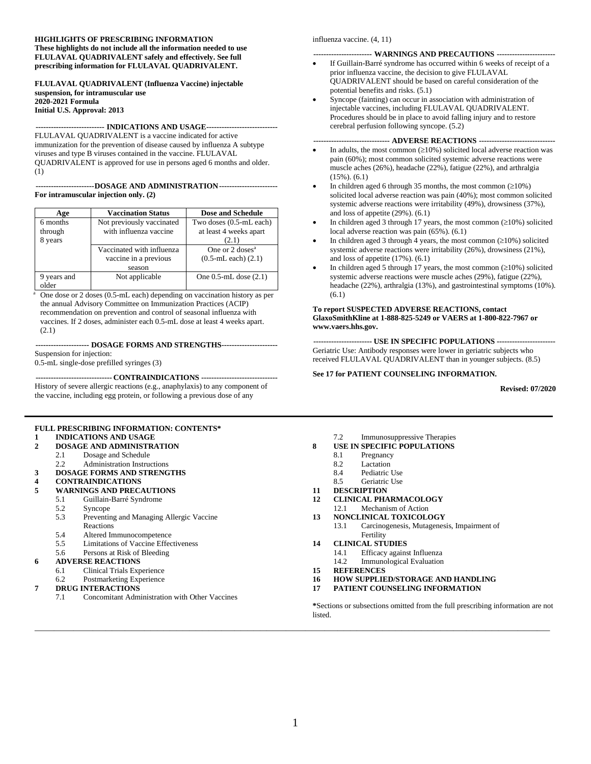**HIGHLIGHTS OF PRESCRIBING INFORMATION**
**These highlights do not include all the information needed to use FLULAVAL QUADRIVALENT safely and effectively. See full prescribing information for FLULAVAL QUADRIVALENT.**

**FLULAVAL QUADRIVALENT (Influenza Vaccine) injectable suspension, for intramuscular use**
**2020-2021 Formula**
**Initial U.S. Approval: 2013**

**INDICATIONS AND USAGE**

FLULAVAL QUADRIVALENT is a vaccine indicated for active immunization for the prevention of disease caused by influenza A subtype viruses and type B viruses contained in the vaccine. FLULAVAL QUADRIVALENT is approved for use in persons aged 6 months and older. (1)

**DOSAGE AND ADMINISTRATION**

**For intramuscular injection only. (2)**

| Age | Vaccination Status | Dose and Schedule |
|---|---|---|
| 6 months through 8 years | Not previously vaccinated with influenza vaccine | Two doses (0.5-mL each) at least 4 weeks apart (2.1) |
| | Vaccinated with influenza vaccine in a previous season | One or 2 doses[a] (0.5-mL each) (2.1) |
| 9 years and older | Not applicable | One 0.5-mL dose (2.1) |

[a] One dose or 2 doses (0.5-mL each) depending on vaccination history as per the annual Advisory Committee on Immunization Practices (ACIP) recommendation on prevention and control of seasonal influenza with vaccines. If 2 doses, administer each 0.5-mL dose at least 4 weeks apart. (2.1)

**DOSAGE FORMS AND STRENGTHS**

Suspension for injection:
0.5-mL single-dose prefilled syringes (3)

**CONTRAINDICATIONS**

History of severe allergic reactions (e.g., anaphylaxis) to any component of the vaccine, including egg protein, or following a previous dose of any influenza vaccine. (4, 11)

**WARNINGS AND PRECAUTIONS**

- If Guillain-Barré syndrome has occurred within 6 weeks of receipt of a prior influenza vaccine, the decision to give FLULAVAL QUADRIVALENT should be based on careful consideration of the potential benefits and risks. (5.1)
- Syncope (fainting) can occur in association with administration of injectable vaccines, including FLULAVAL QUADRIVALENT. Procedures should be in place to avoid falling injury and to restore cerebral perfusion following syncope. (5.2)

**ADVERSE REACTIONS**

- In adults, the most common (≥10%) solicited local adverse reaction was pain (60%); most common solicited systemic adverse reactions were muscle aches (26%), headache (22%), fatigue (22%), and arthralgia (15%). (6.1)
- In children aged 6 through 35 months, the most common (≥10%) solicited local adverse reaction was pain (40%); most common solicited systemic adverse reactions were irritability (49%), drowsiness (37%), and loss of appetite (29%). (6.1)
- In children aged 3 through 17 years, the most common (≥10%) solicited local adverse reaction was pain (65%). (6.1)
- In children aged 3 through 4 years, the most common (≥10%) solicited systemic adverse reactions were irritability (26%), drowsiness (21%), and loss of appetite (17%). (6.1)
- In children aged 5 through 17 years, the most common (≥10%) solicited systemic adverse reactions were muscle aches (29%), fatigue (22%), headache (22%), arthralgia (13%), and gastrointestinal symptoms (10%). (6.1)

**To report SUSPECTED ADVERSE REACTIONS, contact GlaxoSmithKline at 1-888-825-5249 or VAERS at 1-800-822-7967 or www.vaers.hhs.gov.**

**USE IN SPECIFIC POPULATIONS**

Geriatric Use: Antibody responses were lower in geriatric subjects who received FLULAVAL QUADRIVALENT than in younger subjects. (8.5)

**See 17 for PATIENT COUNSELING INFORMATION.**

**Revised: 07/2020**

---

**FULL PRESCRIBING INFORMATION: CONTENTS***

**1 INDICATIONS AND USAGE**
**2 DOSAGE AND ADMINISTRATION**
- 2.1 Dosage and Schedule
- 2.2 Administration Instructions

**3 DOSAGE FORMS AND STRENGTHS**
**4 CONTRAINDICATIONS**
**5 WARNINGS AND PRECAUTIONS**
- 5.1 Guillain-Barré Syndrome
- 5.2 Syncope
- 5.3 Preventing and Managing Allergic Vaccine Reactions
- 5.4 Altered Immunocompetence
- 5.5 Limitations of Vaccine Effectiveness
- 5.6 Persons at Risk of Bleeding

**6 ADVERSE REACTIONS**
- 6.1 Clinical Trials Experience
- 6.2 Postmarketing Experience

**7 DRUG INTERACTIONS**
- 7.1 Concomitant Administration with Other Vaccines
- 7.2 Immunosuppressive Therapies

**8 USE IN SPECIFIC POPULATIONS**
- 8.1 Pregnancy
- 8.2 Lactation
- 8.4 Pediatric Use
- 8.5 Geriatric Use

**11 DESCRIPTION**
**12 CLINICAL PHARMACOLOGY**
- 12.1 Mechanism of Action

**13 NONCLINICAL TOXICOLOGY**
- 13.1 Carcinogenesis, Mutagenesis, Impairment of Fertility

**14 CLINICAL STUDIES**
- 14.1 Efficacy against Influenza
- 14.2 Immunological Evaluation

**15 REFERENCES**
**16 HOW SUPPLIED/STORAGE AND HANDLING**
**17 PATIENT COUNSELING INFORMATION**

*Sections or subsections omitted from the full prescribing information are not listed.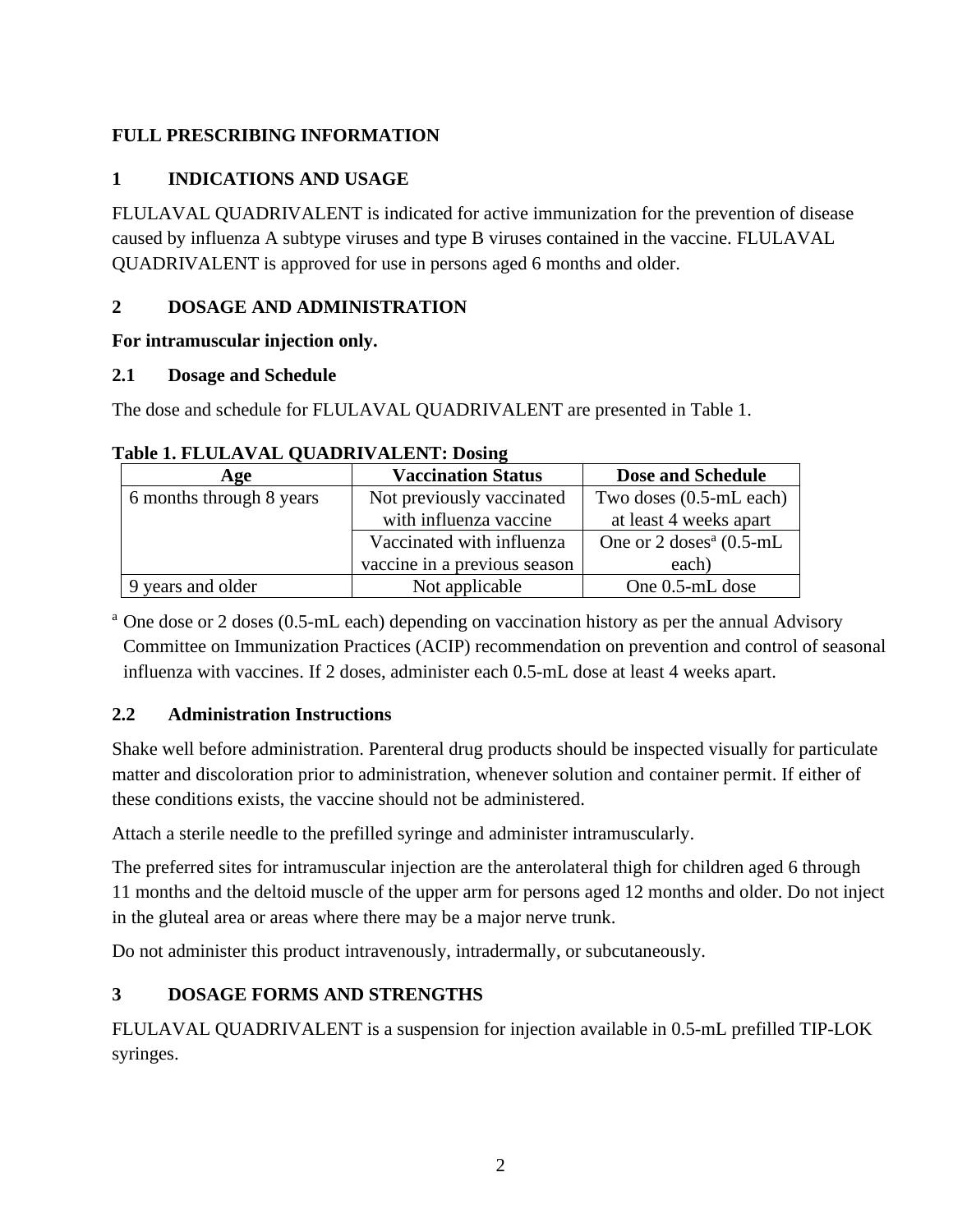# FULL PRESCRIBING INFORMATION

## 1 INDICATIONS AND USAGE

FLULAVAL QUADRIVALENT is indicated for active immunization for the prevention of disease caused by influenza A subtype viruses and type B viruses contained in the vaccine. FLULAVAL QUADRIVALENT is approved for use in persons aged 6 months and older.

## 2 DOSAGE AND ADMINISTRATION

**For intramuscular injection only.**

### 2.1 Dosage and Schedule

The dose and schedule for FLULAVAL QUADRIVALENT are presented in Table 1.

**Table 1. FLULAVAL QUADRIVALENT: Dosing**

| Age | Vaccination Status | Dose and Schedule |
|---|---|---|
| 6 months through 8 years | Not previously vaccinated with influenza vaccine | Two doses (0.5-mL each) at least 4 weeks apart |
| | Vaccinated with influenza vaccine in a previous season | One or 2 doses[a] (0.5-mL each) |
| 9 years and older | Not applicable | One 0.5-mL dose |

[a] One dose or 2 doses (0.5-mL each) depending on vaccination history as per the annual Advisory Committee on Immunization Practices (ACIP) recommendation on prevention and control of seasonal influenza with vaccines. If 2 doses, administer each 0.5-mL dose at least 4 weeks apart.

### 2.2 Administration Instructions

Shake well before administration. Parenteral drug products should be inspected visually for particulate matter and discoloration prior to administration, whenever solution and container permit. If either of these conditions exists, the vaccine should not be administered.

Attach a sterile needle to the prefilled syringe and administer intramuscularly.

The preferred sites for intramuscular injection are the anterolateral thigh for children aged 6 through 11 months and the deltoid muscle of the upper arm for persons aged 12 months and older. Do not inject in the gluteal area or areas where there may be a major nerve trunk.

Do not administer this product intravenously, intradermally, or subcutaneously.

## 3 DOSAGE FORMS AND STRENGTHS

FLULAVAL QUADRIVALENT is a suspension for injection available in 0.5-mL prefilled TIP-LOK syringes.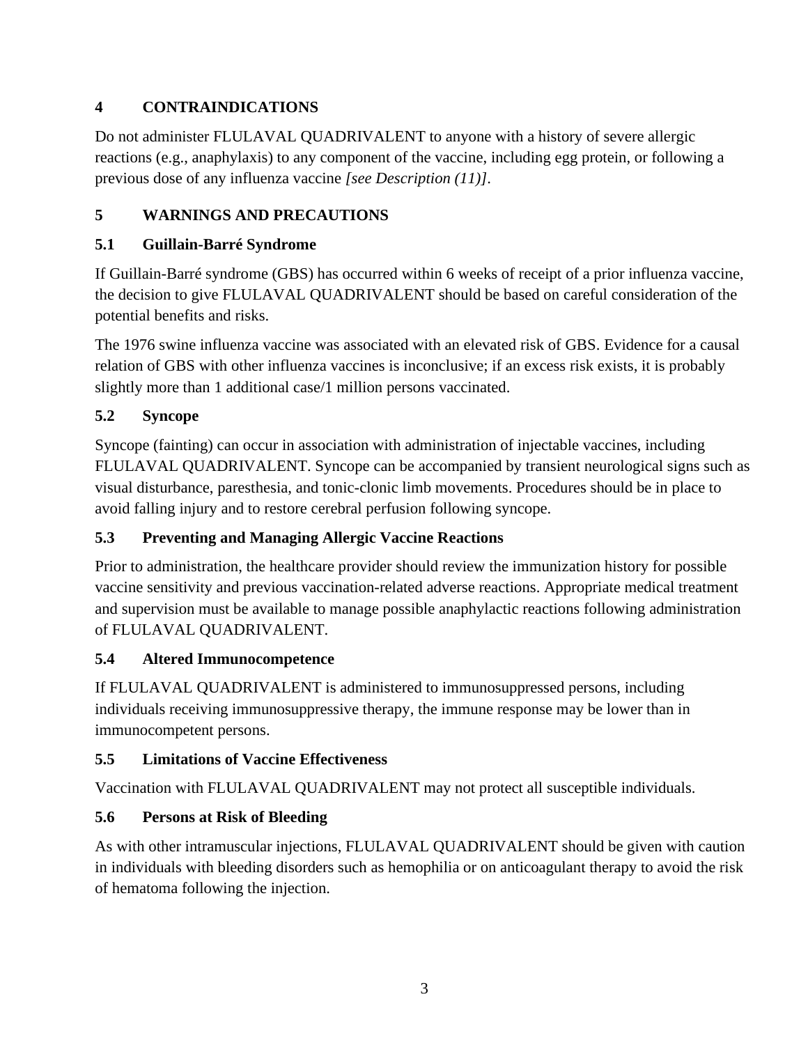## 4 CONTRAINDICATIONS

Do not administer FLULAVAL QUADRIVALENT to anyone with a history of severe allergic reactions (e.g., anaphylaxis) to any component of the vaccine, including egg protein, or following a previous dose of any influenza vaccine *[see Description (11)]*.

## 5 WARNINGS AND PRECAUTIONS

### 5.1 Guillain-Barré Syndrome

If Guillain-Barré syndrome (GBS) has occurred within 6 weeks of receipt of a prior influenza vaccine, the decision to give FLULAVAL QUADRIVALENT should be based on careful consideration of the potential benefits and risks.

The 1976 swine influenza vaccine was associated with an elevated risk of GBS. Evidence for a causal relation of GBS with other influenza vaccines is inconclusive; if an excess risk exists, it is probably slightly more than 1 additional case/1 million persons vaccinated.

### 5.2 Syncope

Syncope (fainting) can occur in association with administration of injectable vaccines, including FLULAVAL QUADRIVALENT. Syncope can be accompanied by transient neurological signs such as visual disturbance, paresthesia, and tonic-clonic limb movements. Procedures should be in place to avoid falling injury and to restore cerebral perfusion following syncope.

### 5.3 Preventing and Managing Allergic Vaccine Reactions

Prior to administration, the healthcare provider should review the immunization history for possible vaccine sensitivity and previous vaccination-related adverse reactions. Appropriate medical treatment and supervision must be available to manage possible anaphylactic reactions following administration of FLULAVAL QUADRIVALENT.

### 5.4 Altered Immunocompetence

If FLULAVAL QUADRIVALENT is administered to immunosuppressed persons, including individuals receiving immunosuppressive therapy, the immune response may be lower than in immunocompetent persons.

### 5.5 Limitations of Vaccine Effectiveness

Vaccination with FLULAVAL QUADRIVALENT may not protect all susceptible individuals.

### 5.6 Persons at Risk of Bleeding

As with other intramuscular injections, FLULAVAL QUADRIVALENT should be given with caution in individuals with bleeding disorders such as hemophilia or on anticoagulant therapy to avoid the risk of hematoma following the injection.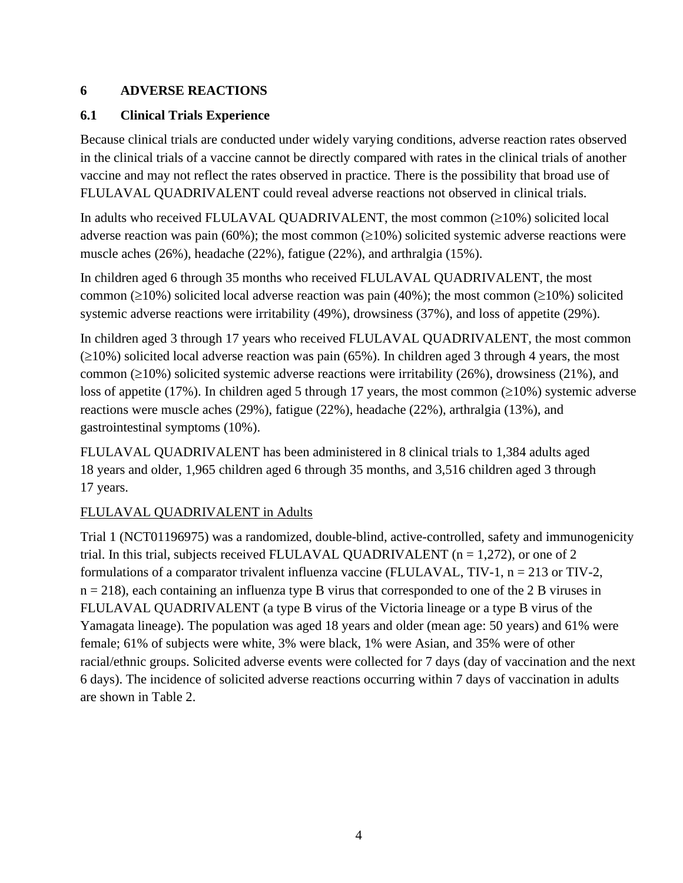## 6 ADVERSE REACTIONS

### 6.1 Clinical Trials Experience

Because clinical trials are conducted under widely varying conditions, adverse reaction rates observed in the clinical trials of a vaccine cannot be directly compared with rates in the clinical trials of another vaccine and may not reflect the rates observed in practice. There is the possibility that broad use of FLULAVAL QUADRIVALENT could reveal adverse reactions not observed in clinical trials.

In adults who received FLULAVAL QUADRIVALENT, the most common (≥10%) solicited local adverse reaction was pain (60%); the most common (≥10%) solicited systemic adverse reactions were muscle aches (26%), headache (22%), fatigue (22%), and arthralgia (15%).

In children aged 6 through 35 months who received FLULAVAL QUADRIVALENT, the most common (≥10%) solicited local adverse reaction was pain (40%); the most common (≥10%) solicited systemic adverse reactions were irritability (49%), drowsiness (37%), and loss of appetite (29%).

In children aged 3 through 17 years who received FLULAVAL QUADRIVALENT, the most common (≥10%) solicited local adverse reaction was pain (65%). In children aged 3 through 4 years, the most common (≥10%) solicited systemic adverse reactions were irritability (26%), drowsiness (21%), and loss of appetite (17%). In children aged 5 through 17 years, the most common (≥10%) systemic adverse reactions were muscle aches (29%), fatigue (22%), headache (22%), arthralgia (13%), and gastrointestinal symptoms (10%).

FLULAVAL QUADRIVALENT has been administered in 8 clinical trials to 1,384 adults aged 18 years and older, 1,965 children aged 6 through 35 months, and 3,516 children aged 3 through 17 years.

FLULAVAL QUADRIVALENT in Adults

Trial 1 (NCT01196975) was a randomized, double-blind, active-controlled, safety and immunogenicity trial. In this trial, subjects received FLULAVAL QUADRIVALENT (n = 1,272), or one of 2 formulations of a comparator trivalent influenza vaccine (FLULAVAL, TIV-1, n = 213 or TIV-2, n = 218), each containing an influenza type B virus that corresponded to one of the 2 B viruses in FLULAVAL QUADRIVALENT (a type B virus of the Victoria lineage or a type B virus of the Yamagata lineage). The population was aged 18 years and older (mean age: 50 years) and 61% were female; 61% of subjects were white, 3% were black, 1% were Asian, and 35% were of other racial/ethnic groups. Solicited adverse events were collected for 7 days (day of vaccination and the next 6 days). The incidence of solicited adverse reactions occurring within 7 days of vaccination in adults are shown in Table 2.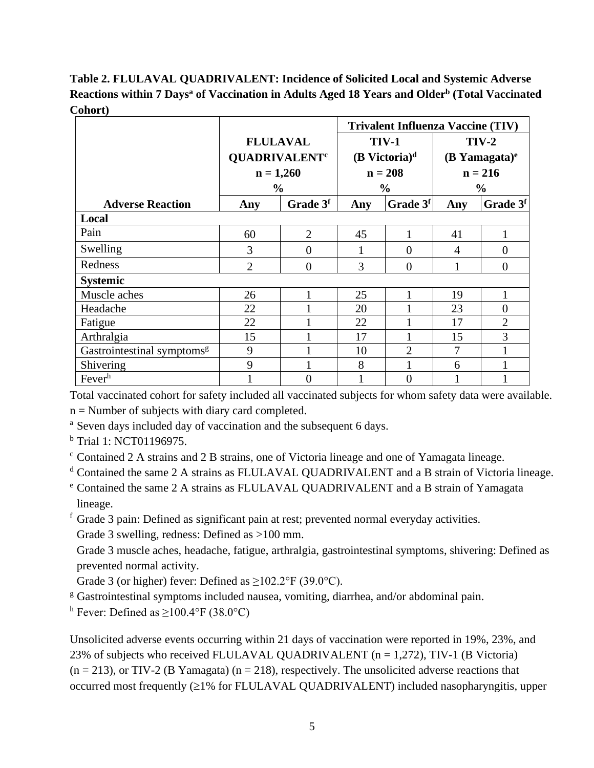**Table 2. FLULAVAL QUADRIVALENT: Incidence of Solicited Local and Systemic Adverse Reactions within 7 Days[a] of Vaccination in Adults Aged 18 Years and Older[b] (Total Vaccinated Cohort)**

| | | | Trivalent Influenza Vaccine (TIV) | | | |
|---|---|---|---|---|---|---|
| | FLULAVAL QUADRIVALENT[c] n = 1,260 % | | TIV-1 (B Victoria)[d] n = 208 % | | TIV-2 (B Yamagata)[e] n = 216 % | |
| **Adverse Reaction** | **Any** | **Grade 3[f]** | **Any** | **Grade 3[f]** | **Any** | **Grade 3[f]** |
| **Local** | | | | | | |
| Pain | 60 | 2 | 45 | 1 | 41 | 1 |
| Swelling | 3 | 0 | 1 | 0 | 4 | 0 |
| Redness | 2 | 0 | 3 | 0 | 1 | 0 |
| **Systemic** | | | | | | |
| Muscle aches | 26 | 1 | 25 | 1 | 19 | 1 |
| Headache | 22 | 1 | 20 | 1 | 23 | 0 |
| Fatigue | 22 | 1 | 22 | 1 | 17 | 2 |
| Arthralgia | 15 | 1 | 17 | 1 | 15 | 3 |
| Gastrointestinal symptoms[g] | 9 | 1 | 10 | 2 | 7 | 1 |
| Shivering | 9 | 1 | 8 | 1 | 6 | 1 |
| Fever[h] | 1 | 0 | 1 | 0 | 1 | 1 |

Total vaccinated cohort for safety included all vaccinated subjects for whom safety data were available.

n = Number of subjects with diary card completed.

[a] Seven days included day of vaccination and the subsequent 6 days.

[b] Trial 1: NCT01196975.

[c] Contained 2 A strains and 2 B strains, one of Victoria lineage and one of Yamagata lineage.

[d] Contained the same 2 A strains as FLULAVAL QUADRIVALENT and a B strain of Victoria lineage.

[e] Contained the same 2 A strains as FLULAVAL QUADRIVALENT and a B strain of Yamagata lineage.

[f] Grade 3 pain: Defined as significant pain at rest; prevented normal everyday activities.
Grade 3 swelling, redness: Defined as >100 mm.
Grade 3 muscle aches, headache, fatigue, arthralgia, gastrointestinal symptoms, shivering: Defined as prevented normal activity.
Grade 3 (or higher) fever: Defined as ≥102.2°F (39.0°C).

[g] Gastrointestinal symptoms included nausea, vomiting, diarrhea, and/or abdominal pain.

[h] Fever: Defined as ≥100.4°F (38.0°C)

Unsolicited adverse events occurring within 21 days of vaccination were reported in 19%, 23%, and 23% of subjects who received FLULAVAL QUADRIVALENT (n = 1,272), TIV-1 (B Victoria) (n = 213), or TIV-2 (B Yamagata) (n = 218), respectively. The unsolicited adverse reactions that occurred most frequently (≥1% for FLULAVAL QUADRIVALENT) included nasopharyngitis, upper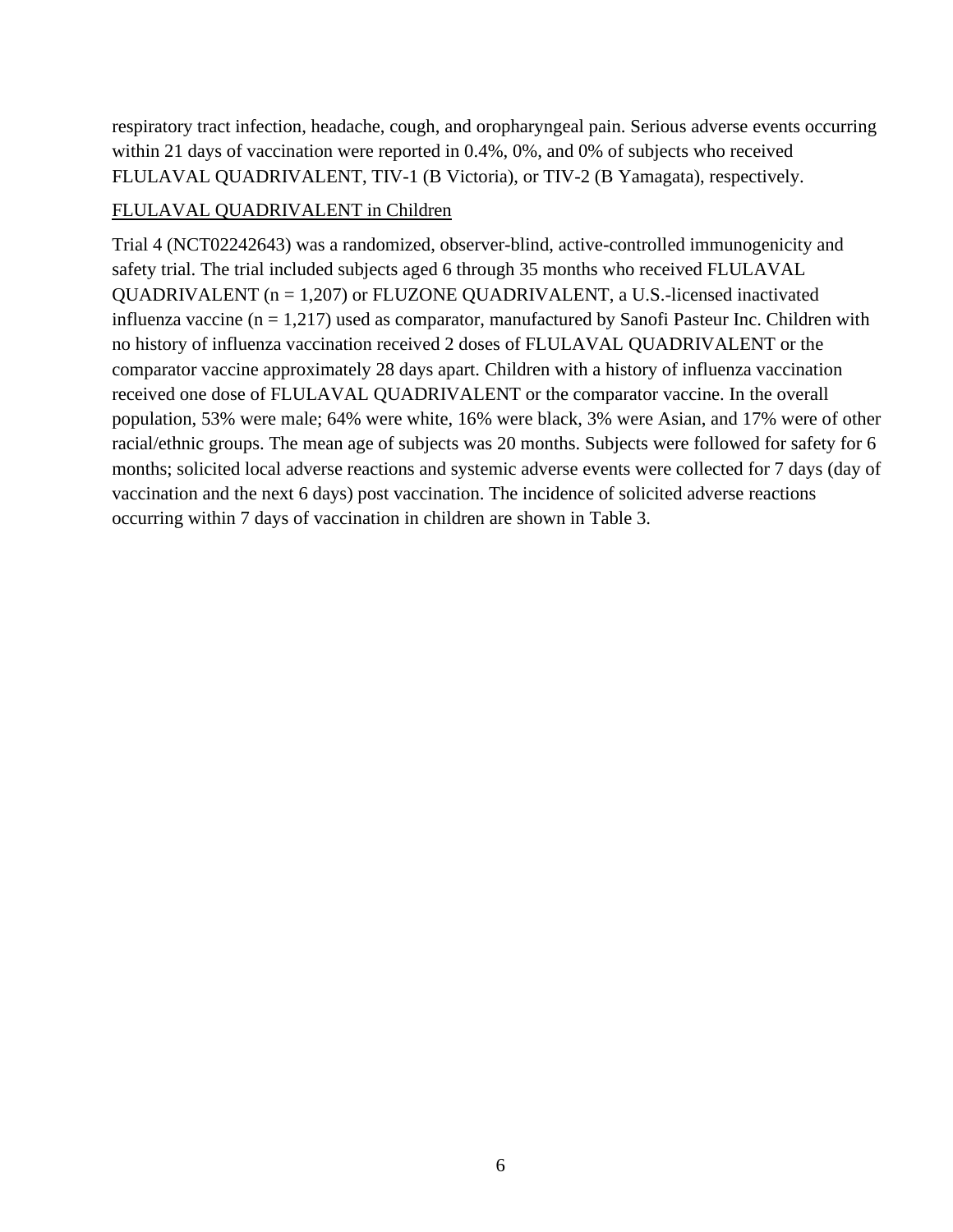respiratory tract infection, headache, cough, and oropharyngeal pain. Serious adverse events occurring within 21 days of vaccination were reported in 0.4%, 0%, and 0% of subjects who received FLULAVAL QUADRIVALENT, TIV-1 (B Victoria), or TIV-2 (B Yamagata), respectively.

<u>FLULAVAL QUADRIVALENT in Children</u>

Trial 4 (NCT02242643) was a randomized, observer-blind, active-controlled immunogenicity and safety trial. The trial included subjects aged 6 through 35 months who received FLULAVAL QUADRIVALENT (n = 1,207) or FLUZONE QUADRIVALENT, a U.S.-licensed inactivated influenza vaccine (n = 1,217) used as comparator, manufactured by Sanofi Pasteur Inc. Children with no history of influenza vaccination received 2 doses of FLULAVAL QUADRIVALENT or the comparator vaccine approximately 28 days apart. Children with a history of influenza vaccination received one dose of FLULAVAL QUADRIVALENT or the comparator vaccine. In the overall population, 53% were male; 64% were white, 16% were black, 3% were Asian, and 17% were of other racial/ethnic groups. The mean age of subjects was 20 months. Subjects were followed for safety for 6 months; solicited local adverse reactions and systemic adverse events were collected for 7 days (day of vaccination and the next 6 days) post vaccination. The incidence of solicited adverse reactions occurring within 7 days of vaccination in children are shown in Table 3.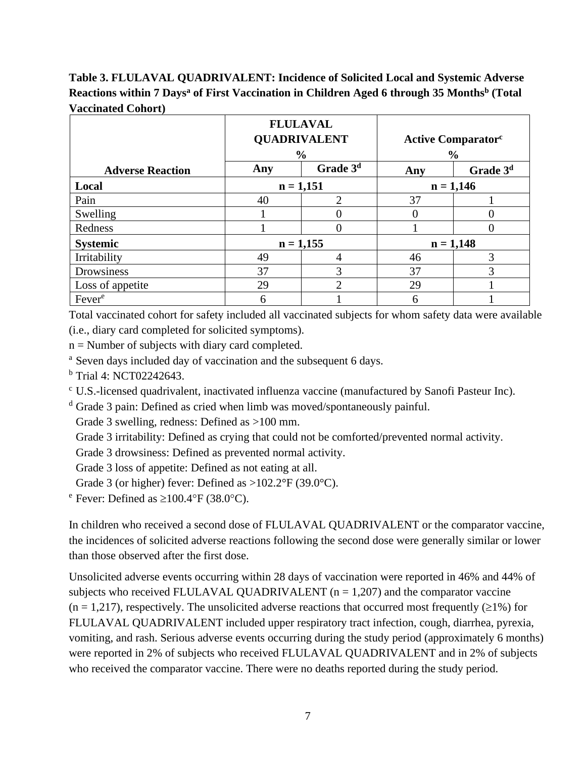**Table 3. FLULAVAL QUADRIVALENT: Incidence of Solicited Local and Systemic Adverse Reactions within 7 Days[a] of First Vaccination in Children Aged 6 through 35 Months[b] (Total Vaccinated Cohort)**

| | FLULAVAL QUADRIVALENT % | | Active Comparator[c] % | |
|---|---|---|---|---|
| **Adverse Reaction** | **Any** | **Grade 3[d]** | **Any** | **Grade 3[d]** |
| **Local** | **n = 1,151** | | **n = 1,146** | |
| Pain | 40 | 2 | 37 | 1 |
| Swelling | 1 | 0 | 0 | 0 |
| Redness | 1 | 0 | 1 | 0 |
| **Systemic** | **n = 1,155** | | **n = 1,148** | |
| Irritability | 49 | 4 | 46 | 3 |
| Drowsiness | 37 | 3 | 37 | 3 |
| Loss of appetite | 29 | 2 | 29 | 1 |
| Fever[e] | 6 | 1 | 6 | 1 |

Total vaccinated cohort for safety included all vaccinated subjects for whom safety data were available (i.e., diary card completed for solicited symptoms).

n = Number of subjects with diary card completed.

[a] Seven days included day of vaccination and the subsequent 6 days.

[b] Trial 4: NCT02242643.

[c] U.S.-licensed quadrivalent, inactivated influenza vaccine (manufactured by Sanofi Pasteur Inc).

[d] Grade 3 pain: Defined as cried when limb was moved/spontaneously painful.
Grade 3 swelling, redness: Defined as >100 mm.
Grade 3 irritability: Defined as crying that could not be comforted/prevented normal activity.
Grade 3 drowsiness: Defined as prevented normal activity.
Grade 3 loss of appetite: Defined as not eating at all.
Grade 3 (or higher) fever: Defined as >102.2°F (39.0°C).

[e] Fever: Defined as ≥100.4°F (38.0°C).

In children who received a second dose of FLULAVAL QUADRIVALENT or the comparator vaccine, the incidences of solicited adverse reactions following the second dose were generally similar or lower than those observed after the first dose.

Unsolicited adverse events occurring within 28 days of vaccination were reported in 46% and 44% of subjects who received FLULAVAL QUADRIVALENT (n = 1,207) and the comparator vaccine (n = 1,217), respectively. The unsolicited adverse reactions that occurred most frequently (≥1%) for FLULAVAL QUADRIVALENT included upper respiratory tract infection, cough, diarrhea, pyrexia, vomiting, and rash. Serious adverse events occurring during the study period (approximately 6 months) were reported in 2% of subjects who received FLULAVAL QUADRIVALENT and in 2% of subjects who received the comparator vaccine. There were no deaths reported during the study period.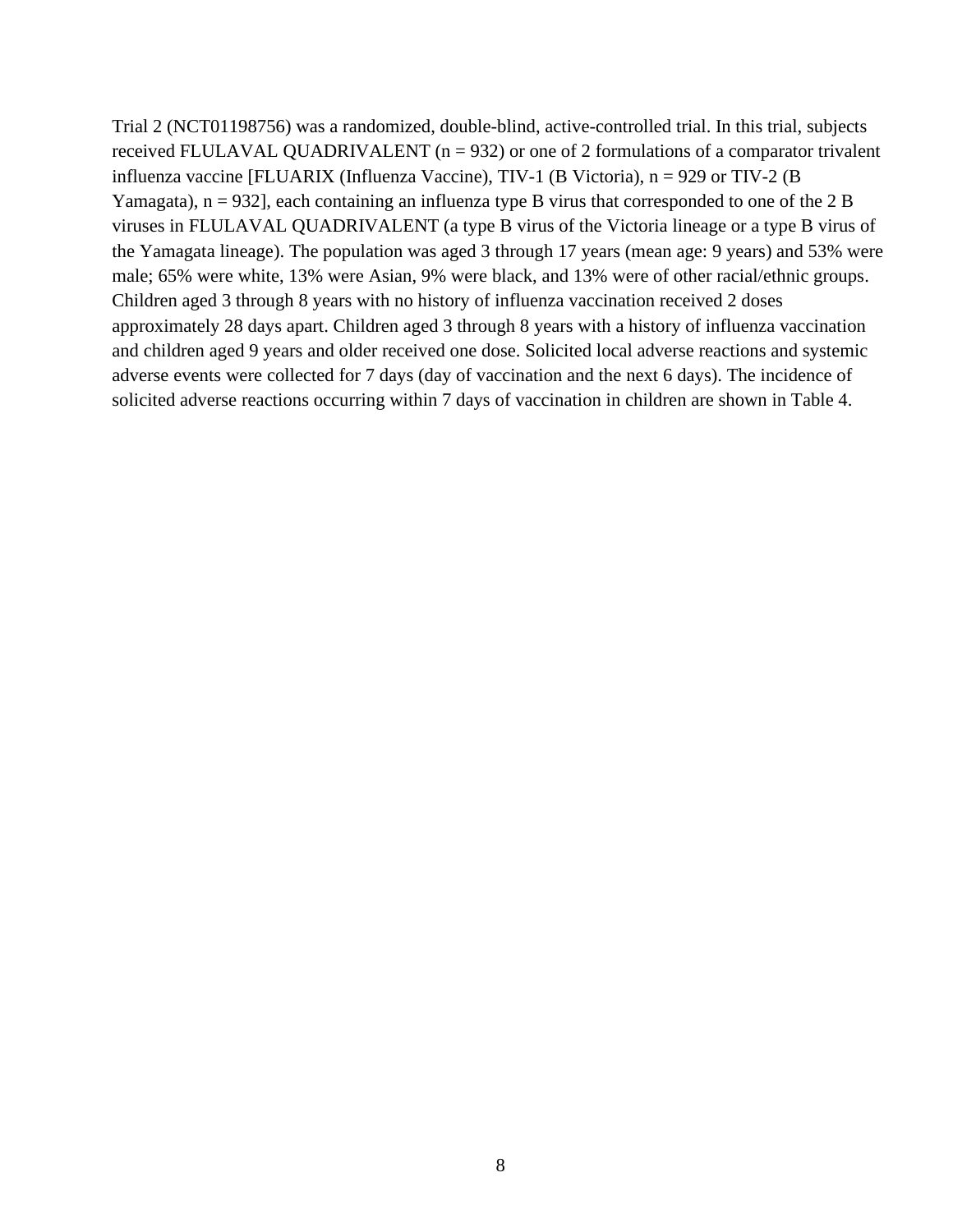Trial 2 (NCT01198756) was a randomized, double-blind, active-controlled trial. In this trial, subjects received FLULAVAL QUADRIVALENT (n = 932) or one of 2 formulations of a comparator trivalent influenza vaccine [FLUARIX (Influenza Vaccine), TIV-1 (B Victoria), n = 929 or TIV-2 (B Yamagata), n = 932], each containing an influenza type B virus that corresponded to one of the 2 B viruses in FLULAVAL QUADRIVALENT (a type B virus of the Victoria lineage or a type B virus of the Yamagata lineage). The population was aged 3 through 17 years (mean age: 9 years) and 53% were male; 65% were white, 13% were Asian, 9% were black, and 13% were of other racial/ethnic groups. Children aged 3 through 8 years with no history of influenza vaccination received 2 doses approximately 28 days apart. Children aged 3 through 8 years with a history of influenza vaccination and children aged 9 years and older received one dose. Solicited local adverse reactions and systemic adverse events were collected for 7 days (day of vaccination and the next 6 days). The incidence of solicited adverse reactions occurring within 7 days of vaccination in children are shown in Table 4.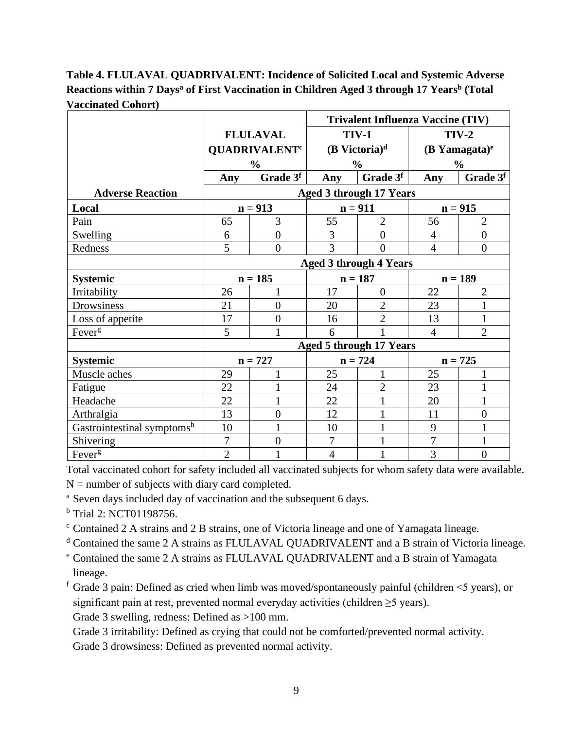**Table 4. FLULAVAL QUADRIVALENT: Incidence of Solicited Local and Systemic Adverse Reactions within 7 Days[a] of First Vaccination in Children Aged 3 through 17 Years[b] (Total Vaccinated Cohort)**

| | FLULAVAL QUADRIVALENT[c] % | | Trivalent Influenza Vaccine (TIV) TIV-1 (B Victoria)[d] % | | TIV-2 (B Yamagata)[e] % | |
|---|---|---|---|---|---|---|
| | Any | Grade 3[f] | Any | Grade 3[f] | Any | Grade 3[f] |
| **Adverse Reaction** | **Aged 3 through 17 Years** | | | | | |
| **Local** | **n = 913** | | **n = 911** | | **n = 915** | |
| Pain | 65 | 3 | 55 | 2 | 56 | 2 |
| Swelling | 6 | 0 | 3 | 0 | 4 | 0 |
| Redness | 5 | 0 | 3 | 0 | 4 | 0 |
| | **Aged 3 through 4 Years** | | | | | |
| **Systemic** | **n = 185** | | **n = 187** | | **n = 189** | |
| Irritability | 26 | 1 | 17 | 0 | 22 | 2 |
| Drowsiness | 21 | 0 | 20 | 2 | 23 | 1 |
| Loss of appetite | 17 | 0 | 16 | 2 | 13 | 1 |
| Fever[g] | 5 | 1 | 6 | 1 | 4 | 2 |
| | **Aged 5 through 17 Years** | | | | | |
| **Systemic** | **n = 727** | | **n = 724** | | **n = 725** | |
| Muscle aches | 29 | 1 | 25 | 1 | 25 | 1 |
| Fatigue | 22 | 1 | 24 | 2 | 23 | 1 |
| Headache | 22 | 1 | 22 | 1 | 20 | 1 |
| Arthralgia | 13 | 0 | 12 | 1 | 11 | 0 |
| Gastrointestinal symptoms[h] | 10 | 1 | 10 | 1 | 9 | 1 |
| Shivering | 7 | 0 | 7 | 1 | 7 | 1 |
| Fever[g] | 2 | 1 | 4 | 1 | 3 | 0 |

Total vaccinated cohort for safety included all vaccinated subjects for whom safety data were available.

N = number of subjects with diary card completed.

[a] Seven days included day of vaccination and the subsequent 6 days.

[b] Trial 2: NCT01198756.

[c] Contained 2 A strains and 2 B strains, one of Victoria lineage and one of Yamagata lineage.

[d] Contained the same 2 A strains as FLULAVAL QUADRIVALENT and a B strain of Victoria lineage.

[e] Contained the same 2 A strains as FLULAVAL QUADRIVALENT and a B strain of Yamagata lineage.

[f] Grade 3 pain: Defined as cried when limb was moved/spontaneously painful (children <5 years), or significant pain at rest, prevented normal everyday activities (children ≥5 years).
Grade 3 swelling, redness: Defined as >100 mm.
Grade 3 irritability: Defined as crying that could not be comforted/prevented normal activity.
Grade 3 drowsiness: Defined as prevented normal activity.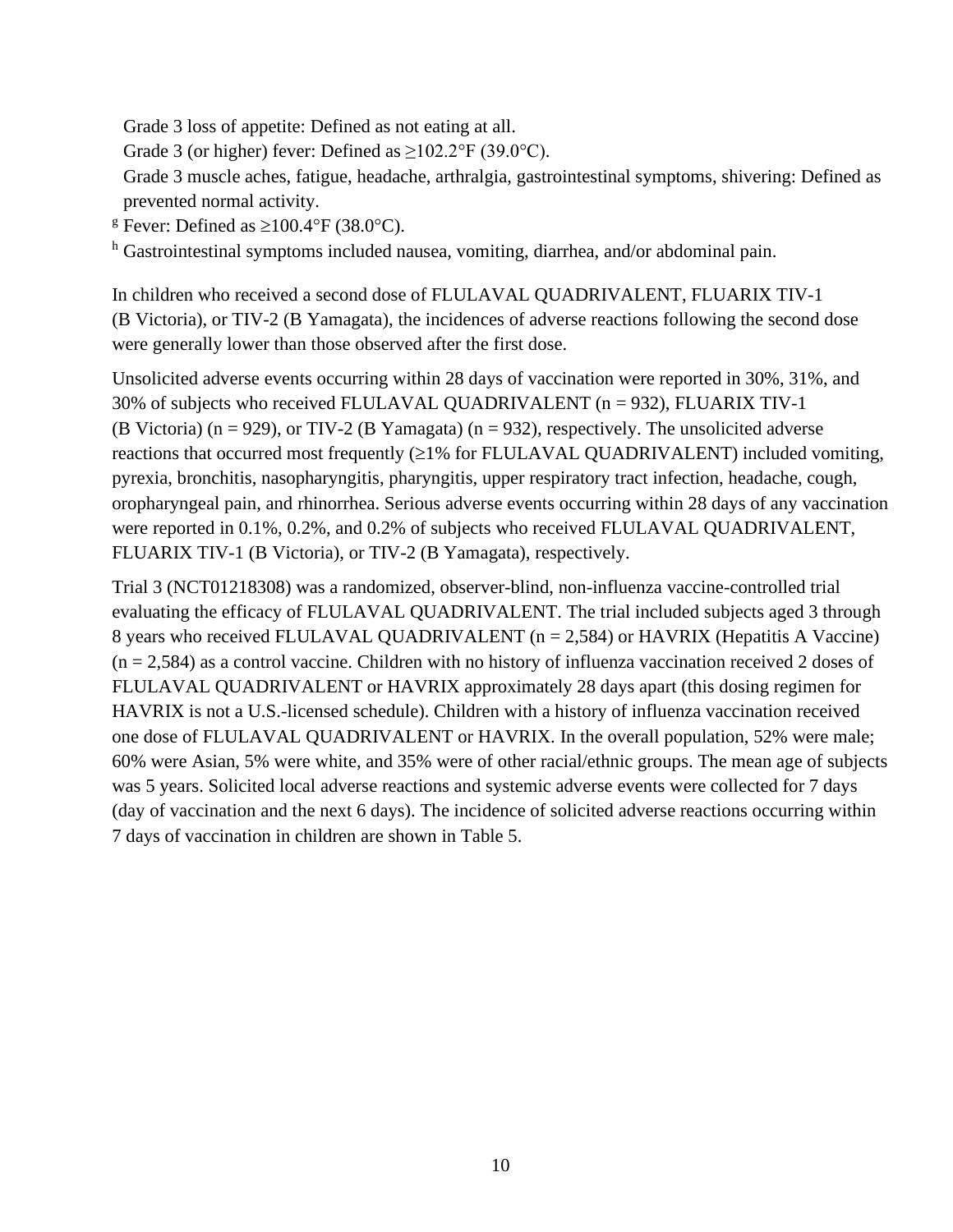Grade 3 loss of appetite: Defined as not eating at all.

Grade 3 (or higher) fever: Defined as ≥102.2°F (39.0°C).

Grade 3 muscle aches, fatigue, headache, arthralgia, gastrointestinal symptoms, shivering: Defined as prevented normal activity.

[g] Fever: Defined as ≥100.4°F (38.0°C).

[h] Gastrointestinal symptoms included nausea, vomiting, diarrhea, and/or abdominal pain.

In children who received a second dose of FLULAVAL QUADRIVALENT, FLUARIX TIV-1 (B Victoria), or TIV-2 (B Yamagata), the incidences of adverse reactions following the second dose were generally lower than those observed after the first dose.

Unsolicited adverse events occurring within 28 days of vaccination were reported in 30%, 31%, and 30% of subjects who received FLULAVAL QUADRIVALENT (n = 932), FLUARIX TIV-1 (B Victoria) (n = 929), or TIV-2 (B Yamagata) (n = 932), respectively. The unsolicited adverse reactions that occurred most frequently (≥1% for FLULAVAL QUADRIVALENT) included vomiting, pyrexia, bronchitis, nasopharyngitis, pharyngitis, upper respiratory tract infection, headache, cough, oropharyngeal pain, and rhinorrhea. Serious adverse events occurring within 28 days of any vaccination were reported in 0.1%, 0.2%, and 0.2% of subjects who received FLULAVAL QUADRIVALENT, FLUARIX TIV-1 (B Victoria), or TIV-2 (B Yamagata), respectively.

Trial 3 (NCT01218308) was a randomized, observer-blind, non-influenza vaccine-controlled trial evaluating the efficacy of FLULAVAL QUADRIVALENT. The trial included subjects aged 3 through 8 years who received FLULAVAL QUADRIVALENT (n = 2,584) or HAVRIX (Hepatitis A Vaccine) (n = 2,584) as a control vaccine. Children with no history of influenza vaccination received 2 doses of FLULAVAL QUADRIVALENT or HAVRIX approximately 28 days apart (this dosing regimen for HAVRIX is not a U.S.-licensed schedule). Children with a history of influenza vaccination received one dose of FLULAVAL QUADRIVALENT or HAVRIX. In the overall population, 52% were male; 60% were Asian, 5% were white, and 35% were of other racial/ethnic groups. The mean age of subjects was 5 years. Solicited local adverse reactions and systemic adverse events were collected for 7 days (day of vaccination and the next 6 days). The incidence of solicited adverse reactions occurring within 7 days of vaccination in children are shown in Table 5.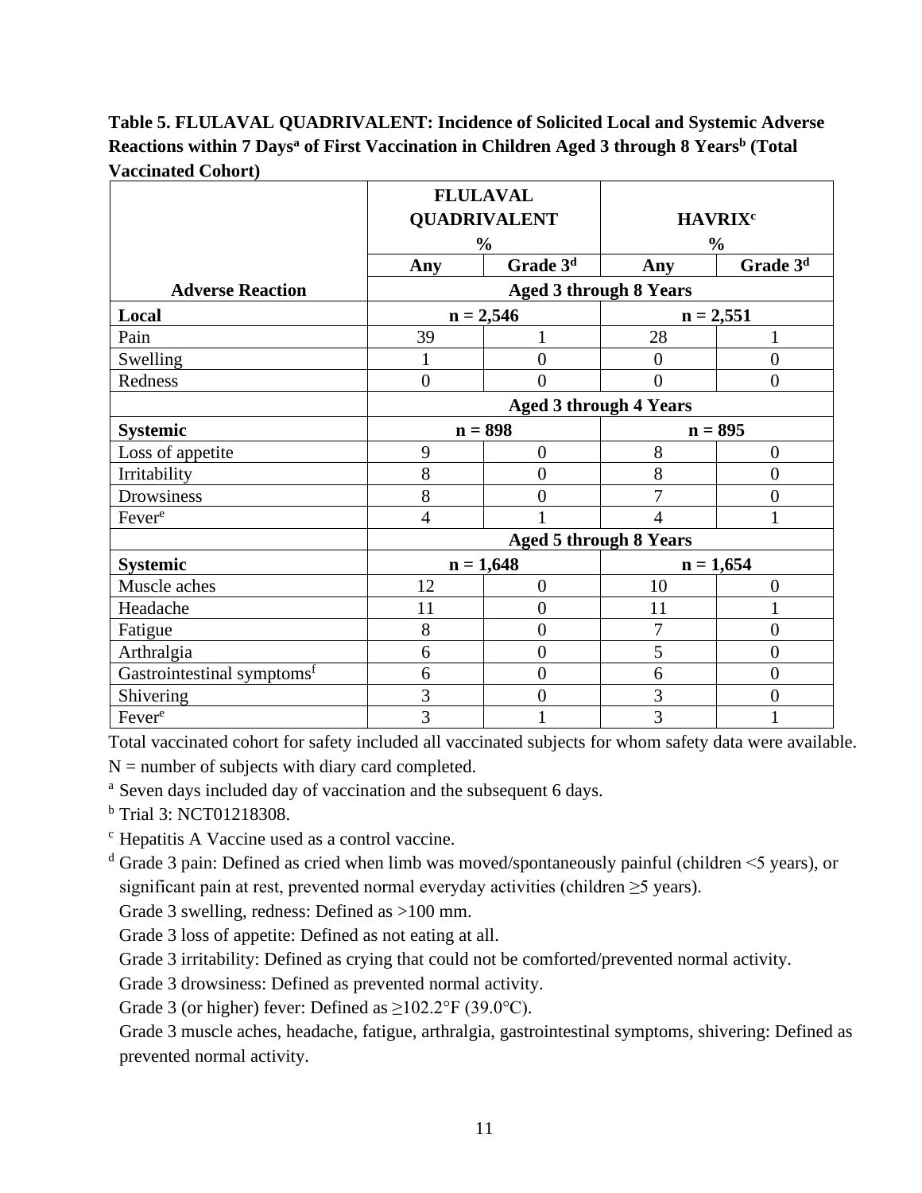**Table 5. FLULAVAL QUADRIVALENT: Incidence of Solicited Local and Systemic Adverse Reactions within 7 Days[a] of First Vaccination in Children Aged 3 through 8 Years[b] (Total Vaccinated Cohort)**

| | FLULAVAL QUADRIVALENT % | | HAVRIX[c] % | |
|---|---|---|---|---|
| | Any | Grade 3[d] | Any | Grade 3[d] |
| **Adverse Reaction** | **Aged 3 through 8 Years** | | | |
| **Local** | n = 2,546 | | n = 2,551 | |
| Pain | 39 | 1 | 28 | 1 |
| Swelling | 1 | 0 | 0 | 0 |
| Redness | 0 | 0 | 0 | 0 |
| | **Aged 3 through 4 Years** | | | |
| **Systemic** | n = 898 | | n = 895 | |
| Loss of appetite | 9 | 0 | 8 | 0 |
| Irritability | 8 | 0 | 8 | 0 |
| Drowsiness | 8 | 0 | 7 | 0 |
| Fever[e] | 4 | 1 | 4 | 1 |
| | **Aged 5 through 8 Years** | | | |
| **Systemic** | n = 1,648 | | n = 1,654 | |
| Muscle aches | 12 | 0 | 10 | 0 |
| Headache | 11 | 0 | 11 | 1 |
| Fatigue | 8 | 0 | 7 | 0 |
| Arthralgia | 6 | 0 | 5 | 0 |
| Gastrointestinal symptoms[f] | 6 | 0 | 6 | 0 |
| Shivering | 3 | 0 | 3 | 0 |
| Fever[e] | 3 | 1 | 3 | 1 |

Total vaccinated cohort for safety included all vaccinated subjects for whom safety data were available.

N = number of subjects with diary card completed.

[a] Seven days included day of vaccination and the subsequent 6 days.

[b] Trial 3: NCT01218308.

[c] Hepatitis A Vaccine used as a control vaccine.

[d] Grade 3 pain: Defined as cried when limb was moved/spontaneously painful (children <5 years), or significant pain at rest, prevented normal everyday activities (children ≥5 years).

Grade 3 swelling, redness: Defined as >100 mm.

Grade 3 loss of appetite: Defined as not eating at all.

Grade 3 irritability: Defined as crying that could not be comforted/prevented normal activity.

Grade 3 drowsiness: Defined as prevented normal activity.

Grade 3 (or higher) fever: Defined as ≥102.2°F (39.0°C).

Grade 3 muscle aches, headache, fatigue, arthralgia, gastrointestinal symptoms, shivering: Defined as prevented normal activity.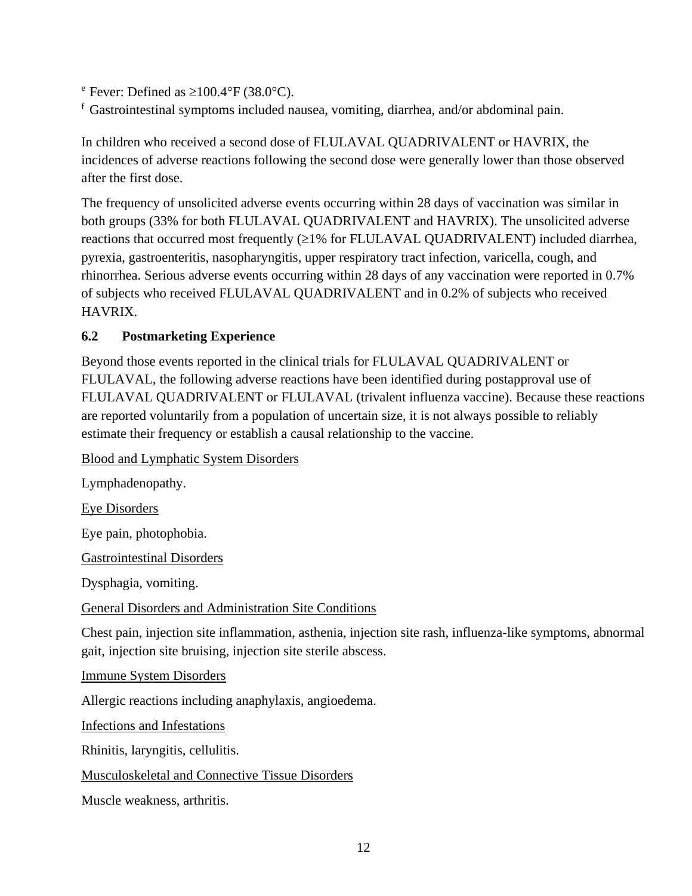[e] Fever: Defined as ≥100.4°F (38.0°C).

[f] Gastrointestinal symptoms included nausea, vomiting, diarrhea, and/or abdominal pain.

In children who received a second dose of FLULAVAL QUADRIVALENT or HAVRIX, the incidences of adverse reactions following the second dose were generally lower than those observed after the first dose.

The frequency of unsolicited adverse events occurring within 28 days of vaccination was similar in both groups (33% for both FLULAVAL QUADRIVALENT and HAVRIX). The unsolicited adverse reactions that occurred most frequently (≥1% for FLULAVAL QUADRIVALENT) included diarrhea, pyrexia, gastroenteritis, nasopharyngitis, upper respiratory tract infection, varicella, cough, and rhinorrhea. Serious adverse events occurring within 28 days of any vaccination were reported in 0.7% of subjects who received FLULAVAL QUADRIVALENT and in 0.2% of subjects who received HAVRIX.

### 6.2 Postmarketing Experience

Beyond those events reported in the clinical trials for FLULAVAL QUADRIVALENT or FLULAVAL, the following adverse reactions have been identified during postapproval use of FLULAVAL QUADRIVALENT or FLULAVAL (trivalent influenza vaccine). Because these reactions are reported voluntarily from a population of uncertain size, it is not always possible to reliably estimate their frequency or establish a causal relationship to the vaccine.

Blood and Lymphatic System Disorders

Lymphadenopathy.

Eye Disorders

Eye pain, photophobia.

Gastrointestinal Disorders

Dysphagia, vomiting.

General Disorders and Administration Site Conditions

Chest pain, injection site inflammation, asthenia, injection site rash, influenza-like symptoms, abnormal gait, injection site bruising, injection site sterile abscess.

Immune System Disorders

Allergic reactions including anaphylaxis, angioedema.

Infections and Infestations

Rhinitis, laryngitis, cellulitis.

Musculoskeletal and Connective Tissue Disorders

Muscle weakness, arthritis.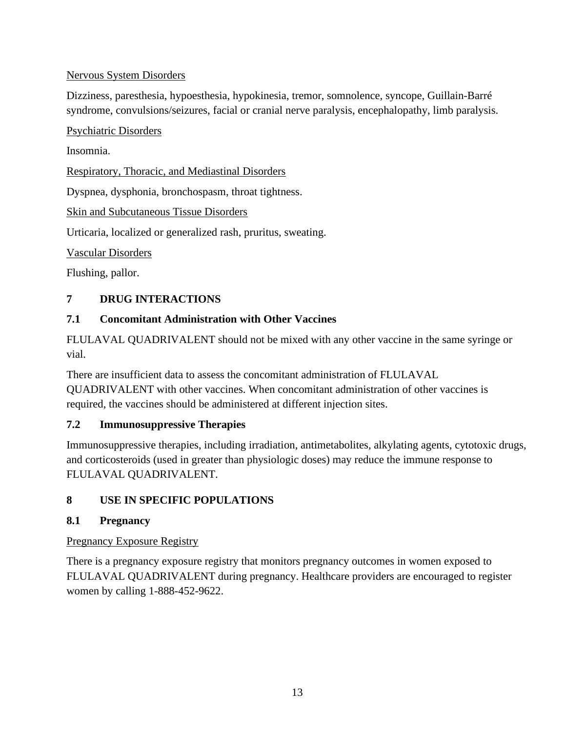Nervous System Disorders

Dizziness, paresthesia, hypoesthesia, hypokinesia, tremor, somnolence, syncope, Guillain-Barré syndrome, convulsions/seizures, facial or cranial nerve paralysis, encephalopathy, limb paralysis.

Psychiatric Disorders

Insomnia.

Respiratory, Thoracic, and Mediastinal Disorders

Dyspnea, dysphonia, bronchospasm, throat tightness.

Skin and Subcutaneous Tissue Disorders

Urticaria, localized or generalized rash, pruritus, sweating.

Vascular Disorders

Flushing, pallor.

## 7 DRUG INTERACTIONS

### 7.1 Concomitant Administration with Other Vaccines

FLULAVAL QUADRIVALENT should not be mixed with any other vaccine in the same syringe or vial.

There are insufficient data to assess the concomitant administration of FLULAVAL QUADRIVALENT with other vaccines. When concomitant administration of other vaccines is required, the vaccines should be administered at different injection sites.

### 7.2 Immunosuppressive Therapies

Immunosuppressive therapies, including irradiation, antimetabolites, alkylating agents, cytotoxic drugs, and corticosteroids (used in greater than physiologic doses) may reduce the immune response to FLULAVAL QUADRIVALENT.

## 8 USE IN SPECIFIC POPULATIONS

### 8.1 Pregnancy

Pregnancy Exposure Registry

There is a pregnancy exposure registry that monitors pregnancy outcomes in women exposed to FLULAVAL QUADRIVALENT during pregnancy. Healthcare providers are encouraged to register women by calling 1-888-452-9622.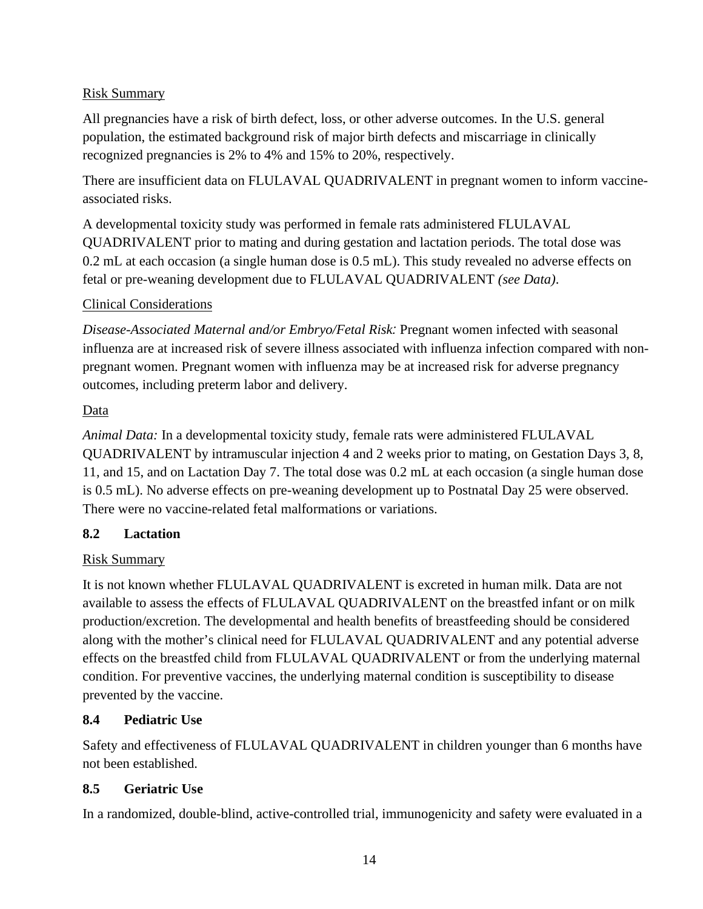Risk Summary

All pregnancies have a risk of birth defect, loss, or other adverse outcomes. In the U.S. general population, the estimated background risk of major birth defects and miscarriage in clinically recognized pregnancies is 2% to 4% and 15% to 20%, respectively.

There are insufficient data on FLULAVAL QUADRIVALENT in pregnant women to inform vaccine-associated risks.

A developmental toxicity study was performed in female rats administered FLULAVAL QUADRIVALENT prior to mating and during gestation and lactation periods. The total dose was 0.2 mL at each occasion (a single human dose is 0.5 mL). This study revealed no adverse effects on fetal or pre-weaning development due to FLULAVAL QUADRIVALENT *(see Data)*.

Clinical Considerations

*Disease-Associated Maternal and/or Embryo/Fetal Risk:* Pregnant women infected with seasonal influenza are at increased risk of severe illness associated with influenza infection compared with non-pregnant women. Pregnant women with influenza may be at increased risk for adverse pregnancy outcomes, including preterm labor and delivery.

Data

*Animal Data:* In a developmental toxicity study, female rats were administered FLULAVAL QUADRIVALENT by intramuscular injection 4 and 2 weeks prior to mating, on Gestation Days 3, 8, 11, and 15, and on Lactation Day 7. The total dose was 0.2 mL at each occasion (a single human dose is 0.5 mL). No adverse effects on pre-weaning development up to Postnatal Day 25 were observed. There were no vaccine-related fetal malformations or variations.

## 8.2 Lactation

Risk Summary

It is not known whether FLULAVAL QUADRIVALENT is excreted in human milk. Data are not available to assess the effects of FLULAVAL QUADRIVALENT on the breastfed infant or on milk production/excretion. The developmental and health benefits of breastfeeding should be considered along with the mother's clinical need for FLULAVAL QUADRIVALENT and any potential adverse effects on the breastfed child from FLULAVAL QUADRIVALENT or from the underlying maternal condition. For preventive vaccines, the underlying maternal condition is susceptibility to disease prevented by the vaccine.

## 8.4 Pediatric Use

Safety and effectiveness of FLULAVAL QUADRIVALENT in children younger than 6 months have not been established.

## 8.5 Geriatric Use

In a randomized, double-blind, active-controlled trial, immunogenicity and safety were evaluated in a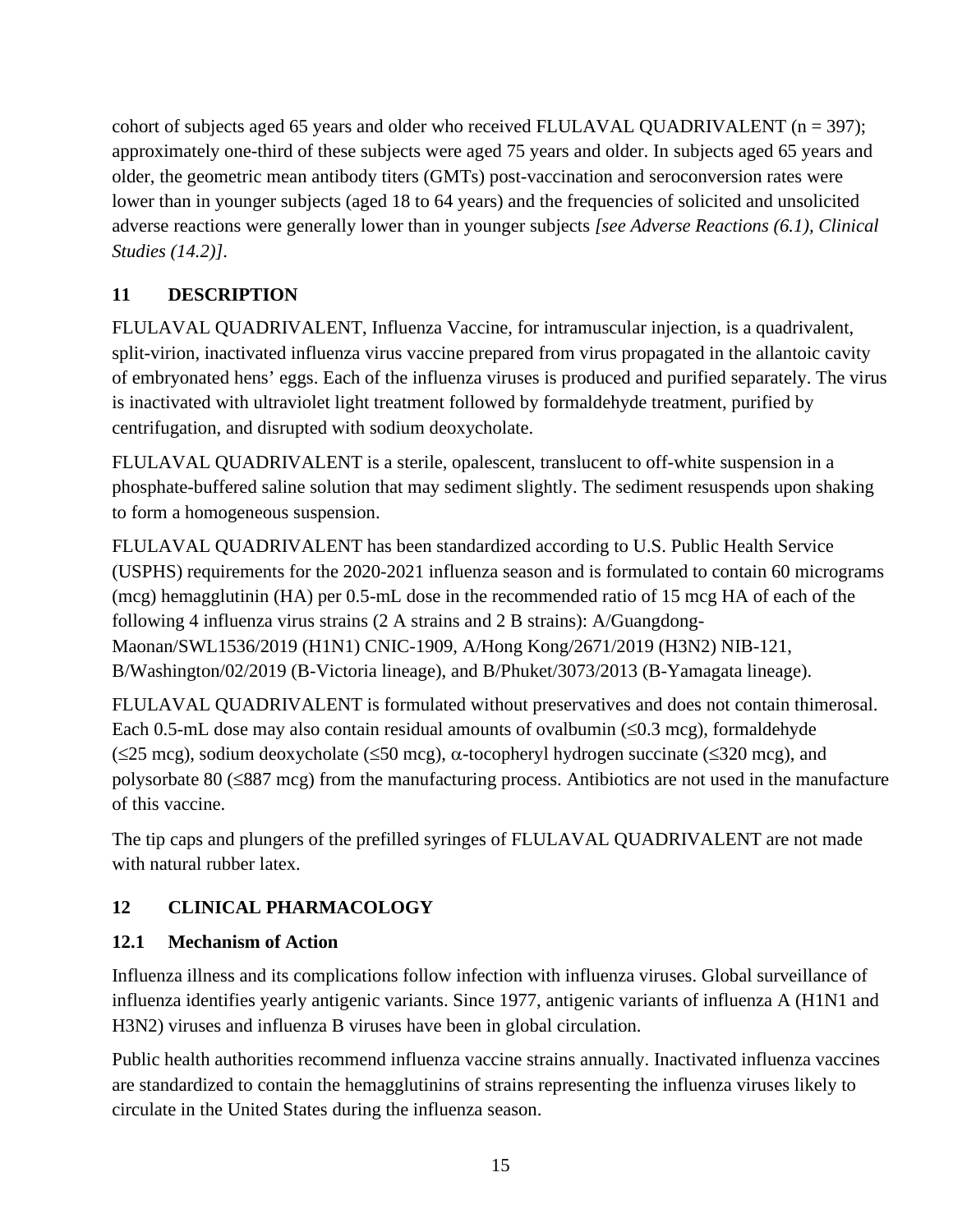cohort of subjects aged 65 years and older who received FLULAVAL QUADRIVALENT (n = 397); approximately one-third of these subjects were aged 75 years and older. In subjects aged 65 years and older, the geometric mean antibody titers (GMTs) post-vaccination and seroconversion rates were lower than in younger subjects (aged 18 to 64 years) and the frequencies of solicited and unsolicited adverse reactions were generally lower than in younger subjects *[see Adverse Reactions (6.1), Clinical Studies (14.2)]*.

## 11 DESCRIPTION

FLULAVAL QUADRIVALENT, Influenza Vaccine, for intramuscular injection, is a quadrivalent, split-virion, inactivated influenza virus vaccine prepared from virus propagated in the allantoic cavity of embryonated hens' eggs. Each of the influenza viruses is produced and purified separately. The virus is inactivated with ultraviolet light treatment followed by formaldehyde treatment, purified by centrifugation, and disrupted with sodium deoxycholate.

FLULAVAL QUADRIVALENT is a sterile, opalescent, translucent to off-white suspension in a phosphate-buffered saline solution that may sediment slightly. The sediment resuspends upon shaking to form a homogeneous suspension.

FLULAVAL QUADRIVALENT has been standardized according to U.S. Public Health Service (USPHS) requirements for the 2020-2021 influenza season and is formulated to contain 60 micrograms (mcg) hemagglutinin (HA) per 0.5-mL dose in the recommended ratio of 15 mcg HA of each of the following 4 influenza virus strains (2 A strains and 2 B strains): A/Guangdong-Maonan/SWL1536/2019 (H1N1) CNIC-1909, A/Hong Kong/2671/2019 (H3N2) NIB-121, B/Washington/02/2019 (B-Victoria lineage), and B/Phuket/3073/2013 (B-Yamagata lineage).

FLULAVAL QUADRIVALENT is formulated without preservatives and does not contain thimerosal. Each 0.5-mL dose may also contain residual amounts of ovalbumin (≤0.3 mcg), formaldehyde (≤25 mcg), sodium deoxycholate (≤50 mcg), α-tocopheryl hydrogen succinate (≤320 mcg), and polysorbate 80 (≤887 mcg) from the manufacturing process. Antibiotics are not used in the manufacture of this vaccine.

The tip caps and plungers of the prefilled syringes of FLULAVAL QUADRIVALENT are not made with natural rubber latex.

## 12 CLINICAL PHARMACOLOGY

### 12.1 Mechanism of Action

Influenza illness and its complications follow infection with influenza viruses. Global surveillance of influenza identifies yearly antigenic variants. Since 1977, antigenic variants of influenza A (H1N1 and H3N2) viruses and influenza B viruses have been in global circulation.

Public health authorities recommend influenza vaccine strains annually. Inactivated influenza vaccines are standardized to contain the hemagglutinins of strains representing the influenza viruses likely to circulate in the United States during the influenza season.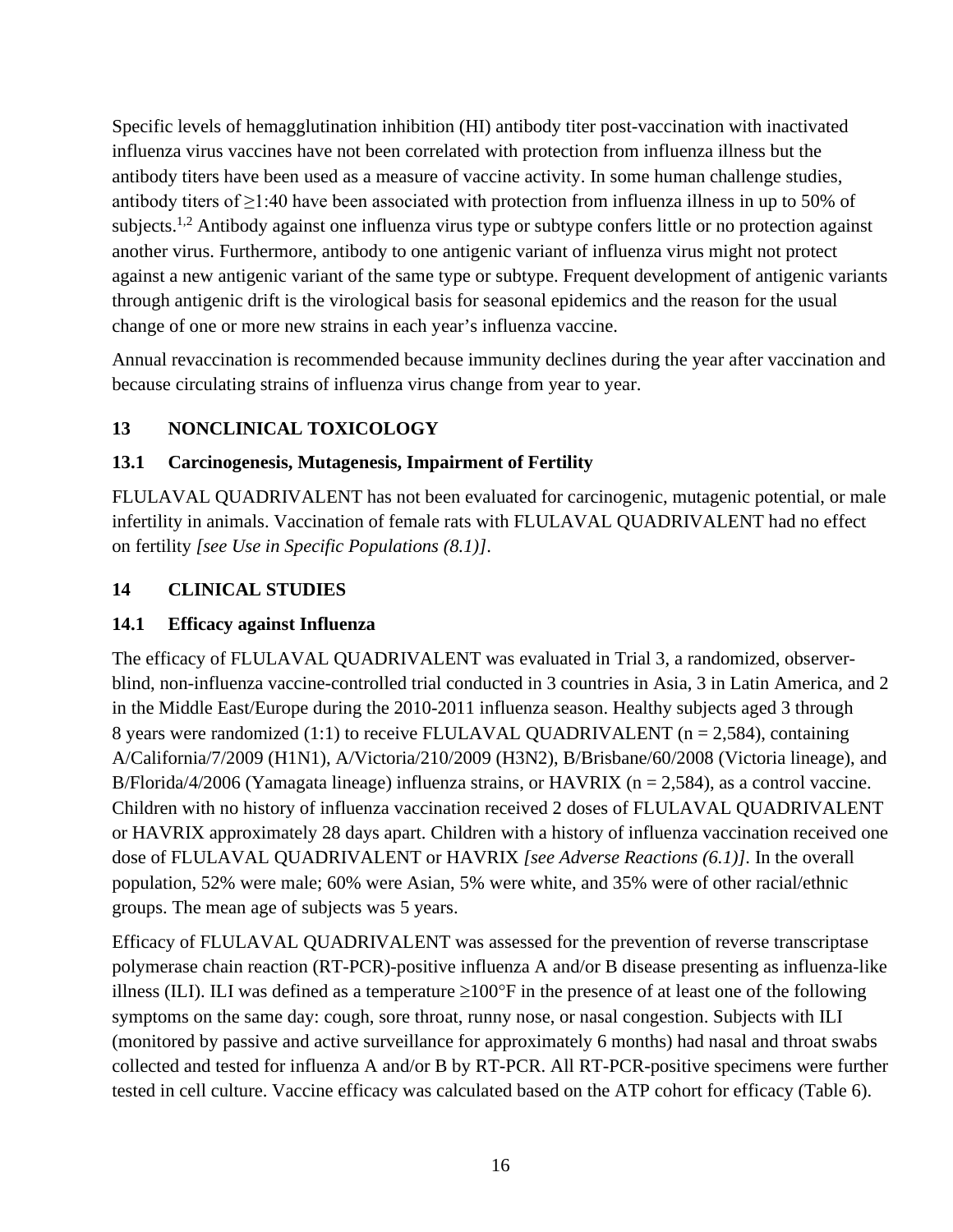Specific levels of hemagglutination inhibition (HI) antibody titer post-vaccination with inactivated influenza virus vaccines have not been correlated with protection from influenza illness but the antibody titers have been used as a measure of vaccine activity. In some human challenge studies, antibody titers of ≥1:40 have been associated with protection from influenza illness in up to 50% of subjects.[1,2] Antibody against one influenza virus type or subtype confers little or no protection against another virus. Furthermore, antibody to one antigenic variant of influenza virus might not protect against a new antigenic variant of the same type or subtype. Frequent development of antigenic variants through antigenic drift is the virological basis for seasonal epidemics and the reason for the usual change of one or more new strains in each year's influenza vaccine.

Annual revaccination is recommended because immunity declines during the year after vaccination and because circulating strains of influenza virus change from year to year.

## 13 NONCLINICAL TOXICOLOGY

### 13.1 Carcinogenesis, Mutagenesis, Impairment of Fertility

FLULAVAL QUADRIVALENT has not been evaluated for carcinogenic, mutagenic potential, or male infertility in animals. Vaccination of female rats with FLULAVAL QUADRIVALENT had no effect on fertility *[see Use in Specific Populations (8.1)]*.

## 14 CLINICAL STUDIES

### 14.1 Efficacy against Influenza

The efficacy of FLULAVAL QUADRIVALENT was evaluated in Trial 3, a randomized, observer-blind, non-influenza vaccine-controlled trial conducted in 3 countries in Asia, 3 in Latin America, and 2 in the Middle East/Europe during the 2010-2011 influenza season. Healthy subjects aged 3 through 8 years were randomized (1:1) to receive FLULAVAL QUADRIVALENT (n = 2,584), containing A/California/7/2009 (H1N1), A/Victoria/210/2009 (H3N2), B/Brisbane/60/2008 (Victoria lineage), and B/Florida/4/2006 (Yamagata lineage) influenza strains, or HAVRIX (n = 2,584), as a control vaccine. Children with no history of influenza vaccination received 2 doses of FLULAVAL QUADRIVALENT or HAVRIX approximately 28 days apart. Children with a history of influenza vaccination received one dose of FLULAVAL QUADRIVALENT or HAVRIX *[see Adverse Reactions (6.1)]*. In the overall population, 52% were male; 60% were Asian, 5% were white, and 35% were of other racial/ethnic groups. The mean age of subjects was 5 years.

Efficacy of FLULAVAL QUADRIVALENT was assessed for the prevention of reverse transcriptase polymerase chain reaction (RT-PCR)-positive influenza A and/or B disease presenting as influenza-like illness (ILI). ILI was defined as a temperature ≥100°F in the presence of at least one of the following symptoms on the same day: cough, sore throat, runny nose, or nasal congestion. Subjects with ILI (monitored by passive and active surveillance for approximately 6 months) had nasal and throat swabs collected and tested for influenza A and/or B by RT-PCR. All RT-PCR-positive specimens were further tested in cell culture. Vaccine efficacy was calculated based on the ATP cohort for efficacy (Table 6).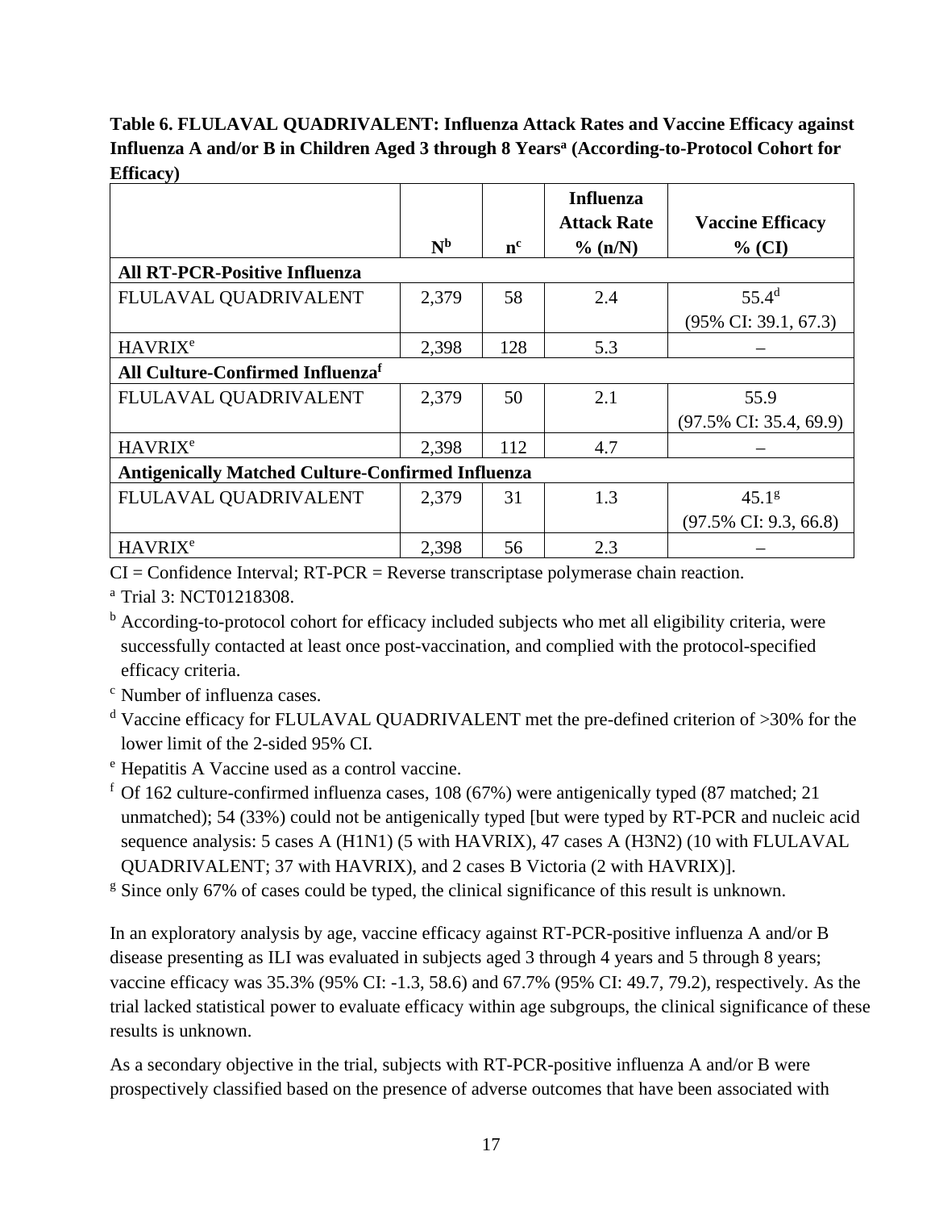**Table 6. FLULAVAL QUADRIVALENT: Influenza Attack Rates and Vaccine Efficacy against Influenza A and/or B in Children Aged 3 through 8 Years[a] (According-to-Protocol Cohort for Efficacy)**

| | N[b] | n[c] | Influenza Attack Rate % (n/N) | Vaccine Efficacy % (CI) |
|---|---|---|---|---|
| **All RT-PCR-Positive Influenza** | | | | |
| FLULAVAL QUADRIVALENT | 2,379 | 58 | 2.4 | 55.4[d] (95% CI: 39.1, 67.3) |
| HAVRIX[e] | 2,398 | 128 | 5.3 | – |
| **All Culture-Confirmed Influenza[f]** | | | | |
| FLULAVAL QUADRIVALENT | 2,379 | 50 | 2.1 | 55.9 (97.5% CI: 35.4, 69.9) |
| HAVRIX[e] | 2,398 | 112 | 4.7 | – |
| **Antigenically Matched Culture-Confirmed Influenza** | | | | |
| FLULAVAL QUADRIVALENT | 2,379 | 31 | 1.3 | 45.1[g] (97.5% CI: 9.3, 66.8) |
| HAVRIX[e] | 2,398 | 56 | 2.3 | – |

CI = Confidence Interval; RT-PCR = Reverse transcriptase polymerase chain reaction.

[a] Trial 3: NCT01218308.

[b] According-to-protocol cohort for efficacy included subjects who met all eligibility criteria, were successfully contacted at least once post-vaccination, and complied with the protocol-specified efficacy criteria.

[c] Number of influenza cases.

[d] Vaccine efficacy for FLULAVAL QUADRIVALENT met the pre-defined criterion of >30% for the lower limit of the 2-sided 95% CI.

[e] Hepatitis A Vaccine used as a control vaccine.

[f] Of 162 culture-confirmed influenza cases, 108 (67%) were antigenically typed (87 matched; 21 unmatched); 54 (33%) could not be antigenically typed [but were typed by RT-PCR and nucleic acid sequence analysis: 5 cases A (H1N1) (5 with HAVRIX), 47 cases A (H3N2) (10 with FLULAVAL QUADRIVALENT; 37 with HAVRIX), and 2 cases B Victoria (2 with HAVRIX)].

[g] Since only 67% of cases could be typed, the clinical significance of this result is unknown.

In an exploratory analysis by age, vaccine efficacy against RT-PCR-positive influenza A and/or B disease presenting as ILI was evaluated in subjects aged 3 through 4 years and 5 through 8 years; vaccine efficacy was 35.3% (95% CI: -1.3, 58.6) and 67.7% (95% CI: 49.7, 79.2), respectively. As the trial lacked statistical power to evaluate efficacy within age subgroups, the clinical significance of these results is unknown.

As a secondary objective in the trial, subjects with RT-PCR-positive influenza A and/or B were prospectively classified based on the presence of adverse outcomes that have been associated with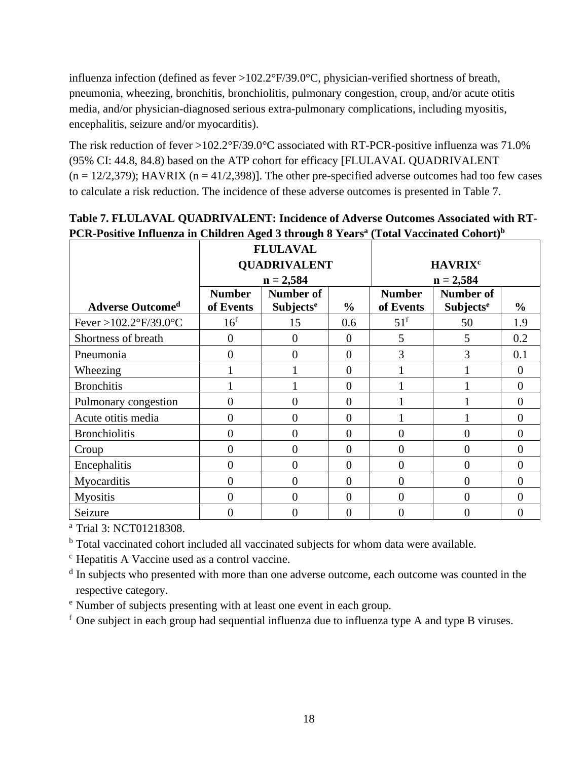influenza infection (defined as fever >102.2°F/39.0°C, physician-verified shortness of breath, pneumonia, wheezing, bronchitis, bronchiolitis, pulmonary congestion, croup, and/or acute otitis media, and/or physician-diagnosed serious extra-pulmonary complications, including myositis, encephalitis, seizure and/or myocarditis).

The risk reduction of fever >102.2°F/39.0°C associated with RT-PCR-positive influenza was 71.0% (95% CI: 44.8, 84.8) based on the ATP cohort for efficacy [FLULAVAL QUADRIVALENT (n = 12/2,379); HAVRIX (n = 41/2,398)]. The other pre-specified adverse outcomes had too few cases to calculate a risk reduction. The incidence of these adverse outcomes is presented in Table 7.

**Table 7. FLULAVAL QUADRIVALENT: Incidence of Adverse Outcomes Associated with RT-PCR-Positive Influenza in Children Aged 3 through 8 Years[a] (Total Vaccinated Cohort)[b]**

| | FLULAVAL QUADRIVALENT n = 2,584 | | | HAVRIX[c] n = 2,584 | | |
|---|---|---|---|---|---|---|
| **Adverse Outcome[d]** | **Number of Events** | **Number of Subjects[e]** | **%** | **Number of Events** | **Number of Subjects[e]** | **%** |
| Fever >102.2°F/39.0°C | 16[f] | 15 | 0.6 | 51[f] | 50 | 1.9 |
| Shortness of breath | 0 | 0 | 0 | 5 | 5 | 0.2 |
| Pneumonia | 0 | 0 | 0 | 3 | 3 | 0.1 |
| Wheezing | 1 | 1 | 0 | 1 | 1 | 0 |
| Bronchitis | 1 | 1 | 0 | 1 | 1 | 0 |
| Pulmonary congestion | 0 | 0 | 0 | 1 | 1 | 0 |
| Acute otitis media | 0 | 0 | 0 | 1 | 1 | 0 |
| Bronchiolitis | 0 | 0 | 0 | 0 | 0 | 0 |
| Croup | 0 | 0 | 0 | 0 | 0 | 0 |
| Encephalitis | 0 | 0 | 0 | 0 | 0 | 0 |
| Myocarditis | 0 | 0 | 0 | 0 | 0 | 0 |
| Myositis | 0 | 0 | 0 | 0 | 0 | 0 |
| Seizure | 0 | 0 | 0 | 0 | 0 | 0 |

[a] Trial 3: NCT01218308.

[b] Total vaccinated cohort included all vaccinated subjects for whom data were available.

[c] Hepatitis A Vaccine used as a control vaccine.

[d] In subjects who presented with more than one adverse outcome, each outcome was counted in the respective category.

[e] Number of subjects presenting with at least one event in each group.

[f] One subject in each group had sequential influenza due to influenza type A and type B viruses.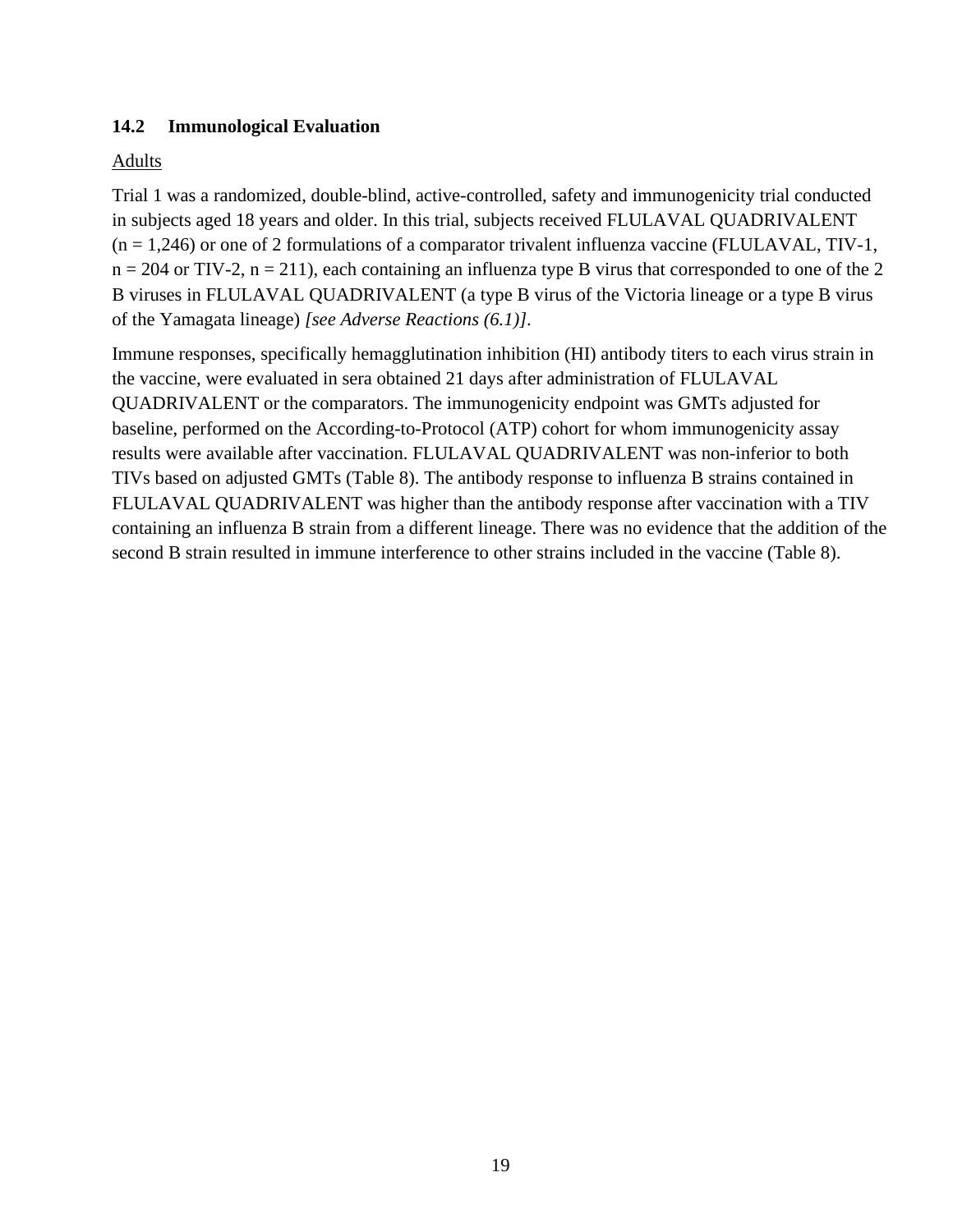### 14.2 Immunological Evaluation

Adults

Trial 1 was a randomized, double-blind, active-controlled, safety and immunogenicity trial conducted in subjects aged 18 years and older. In this trial, subjects received FLULAVAL QUADRIVALENT (n = 1,246) or one of 2 formulations of a comparator trivalent influenza vaccine (FLULAVAL, TIV-1, n = 204 or TIV-2, n = 211), each containing an influenza type B virus that corresponded to one of the 2 B viruses in FLULAVAL QUADRIVALENT (a type B virus of the Victoria lineage or a type B virus of the Yamagata lineage) *[see Adverse Reactions (6.1)]*.

Immune responses, specifically hemagglutination inhibition (HI) antibody titers to each virus strain in the vaccine, were evaluated in sera obtained 21 days after administration of FLULAVAL QUADRIVALENT or the comparators. The immunogenicity endpoint was GMTs adjusted for baseline, performed on the According-to-Protocol (ATP) cohort for whom immunogenicity assay results were available after vaccination. FLULAVAL QUADRIVALENT was non-inferior to both TIVs based on adjusted GMTs (Table 8). The antibody response to influenza B strains contained in FLULAVAL QUADRIVALENT was higher than the antibody response after vaccination with a TIV containing an influenza B strain from a different lineage. There was no evidence that the addition of the second B strain resulted in immune interference to other strains included in the vaccine (Table 8).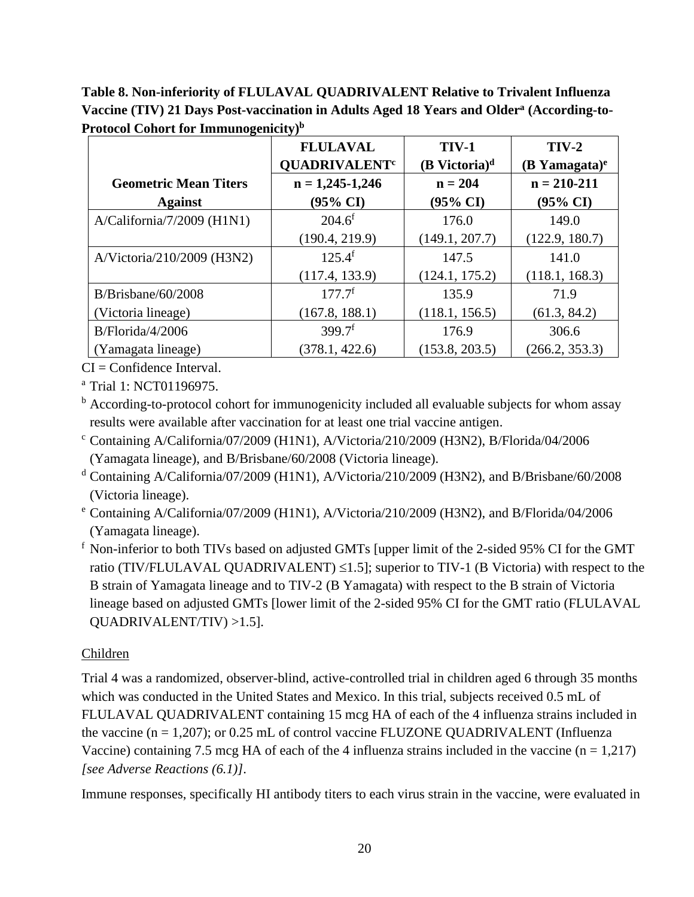**Table 8. Non-inferiority of FLULAVAL QUADRIVALENT Relative to Trivalent Influenza Vaccine (TIV) 21 Days Post-vaccination in Adults Aged 18 Years and Older[a] (According-to-Protocol Cohort for Immunogenicity)[b]**

| Geometric Mean Titers Against | FLULAVAL QUADRIVALENT[c] n = 1,245-1,246 (95% CI) | TIV-1 (B Victoria)[d] n = 204 (95% CI) | TIV-2 (B Yamagata)[e] n = 210-211 (95% CI) |
|---|---|---|---|
| A/California/7/2009 (H1N1) | 204.6[f] (190.4, 219.9) | 176.0 (149.1, 207.7) | 149.0 (122.9, 180.7) |
| A/Victoria/210/2009 (H3N2) | 125.4[f] (117.4, 133.9) | 147.5 (124.1, 175.2) | 141.0 (118.1, 168.3) |
| B/Brisbane/60/2008 (Victoria lineage) | 177.7[f] (167.8, 188.1) | 135.9 (118.1, 156.5) | 71.9 (61.3, 84.2) |
| B/Florida/4/2006 (Yamagata lineage) | 399.7[f] (378.1, 422.6) | 176.9 (153.8, 203.5) | 306.6 (266.2, 353.3) |

CI = Confidence Interval.

[a] Trial 1: NCT01196975.

[b] According-to-protocol cohort for immunogenicity included all evaluable subjects for whom assay results were available after vaccination for at least one trial vaccine antigen.

[c] Containing A/California/07/2009 (H1N1), A/Victoria/210/2009 (H3N2), B/Florida/04/2006 (Yamagata lineage), and B/Brisbane/60/2008 (Victoria lineage).

[d] Containing A/California/07/2009 (H1N1), A/Victoria/210/2009 (H3N2), and B/Brisbane/60/2008 (Victoria lineage).

[e] Containing A/California/07/2009 (H1N1), A/Victoria/210/2009 (H3N2), and B/Florida/04/2006 (Yamagata lineage).

[f] Non-inferior to both TIVs based on adjusted GMTs [upper limit of the 2-sided 95% CI for the GMT ratio (TIV/FLULAVAL QUADRIVALENT) ≤1.5]; superior to TIV-1 (B Victoria) with respect to the B strain of Yamagata lineage and to TIV-2 (B Yamagata) with respect to the B strain of Victoria lineage based on adjusted GMTs [lower limit of the 2-sided 95% CI for the GMT ratio (FLULAVAL QUADRIVALENT/TIV) >1.5].

Children

Trial 4 was a randomized, observer-blind, active-controlled trial in children aged 6 through 35 months which was conducted in the United States and Mexico. In this trial, subjects received 0.5 mL of FLULAVAL QUADRIVALENT containing 15 mcg HA of each of the 4 influenza strains included in the vaccine (n = 1,207); or 0.25 mL of control vaccine FLUZONE QUADRIVALENT (Influenza Vaccine) containing 7.5 mcg HA of each of the 4 influenza strains included in the vaccine (n = 1,217) *[see Adverse Reactions (6.1)]*.

Immune responses, specifically HI antibody titers to each virus strain in the vaccine, were evaluated in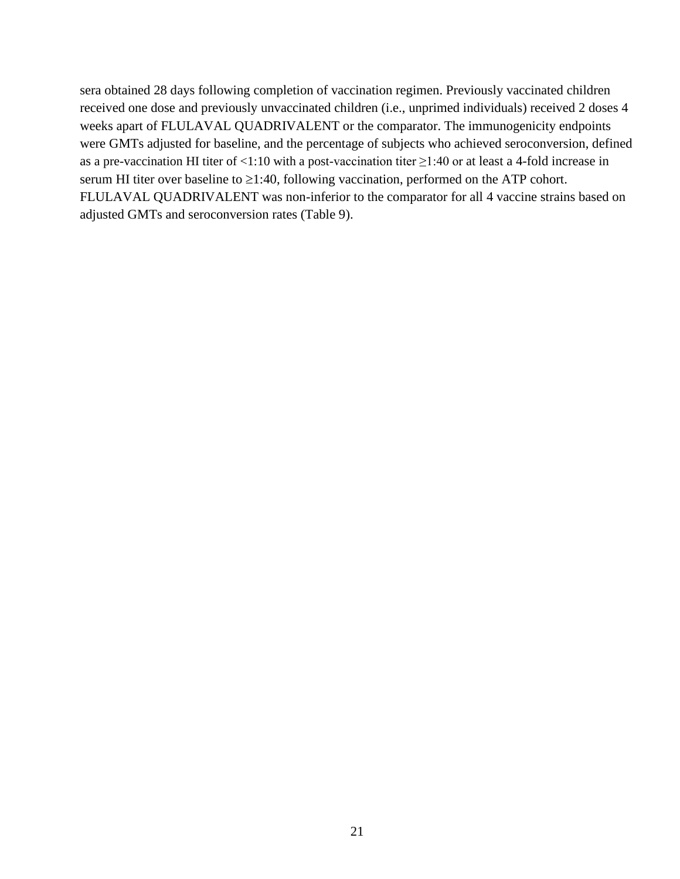sera obtained 28 days following completion of vaccination regimen. Previously vaccinated children received one dose and previously unvaccinated children (i.e., unprimed individuals) received 2 doses 4 weeks apart of FLULAVAL QUADRIVALENT or the comparator. The immunogenicity endpoints were GMTs adjusted for baseline, and the percentage of subjects who achieved seroconversion, defined as a pre-vaccination HI titer of <1:10 with a post-vaccination titer ≥1:40 or at least a 4-fold increase in serum HI titer over baseline to ≥1:40, following vaccination, performed on the ATP cohort. FLULAVAL QUADRIVALENT was non-inferior to the comparator for all 4 vaccine strains based on adjusted GMTs and seroconversion rates (Table 9).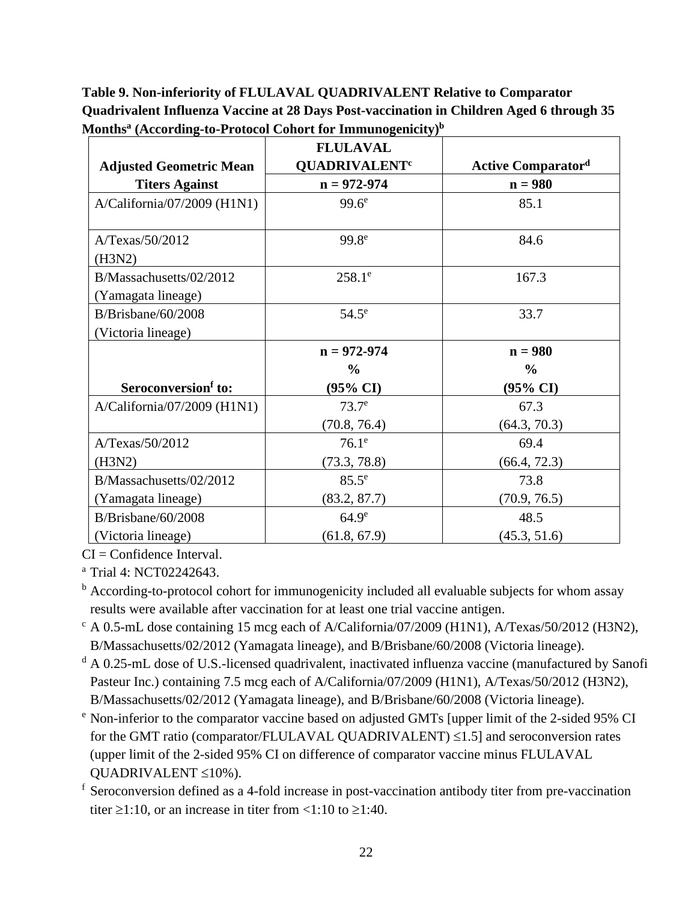**Table 9. Non-inferiority of FLULAVAL QUADRIVALENT Relative to Comparator Quadrivalent Influenza Vaccine at 28 Days Post-vaccination in Children Aged 6 through 35 Months[a] (According-to-Protocol Cohort for Immunogenicity)[b]**

| Adjusted Geometric Mean Titers Against | FLULAVAL QUADRIVALENT[c] n = 972-974 | Active Comparator[d] n = 980 |
|---|---|---|
| A/California/07/2009 (H1N1) | 99.6[e] | 85.1 |
| A/Texas/50/2012 (H3N2) | 99.8[e] | 84.6 |
| B/Massachusetts/02/2012 (Yamagata lineage) | 258.1[e] | 167.3 |
| B/Brisbane/60/2008 (Victoria lineage) | 54.5[e] | 33.7 |
| **Seroconversion[f] to:** | **n = 972-974 % (95% CI)** | **n = 980 % (95% CI)** |
| A/California/07/2009 (H1N1) | 73.7[e] (70.8, 76.4) | 67.3 (64.3, 70.3) |
| A/Texas/50/2012 (H3N2) | 76.1[e] (73.3, 78.8) | 69.4 (66.4, 72.3) |
| B/Massachusetts/02/2012 (Yamagata lineage) | 85.5[e] (83.2, 87.7) | 73.8 (70.9, 76.5) |
| B/Brisbane/60/2008 (Victoria lineage) | 64.9[e] (61.8, 67.9) | 48.5 (45.3, 51.6) |

CI = Confidence Interval.

[a] Trial 4: NCT02242643.

[b] According-to-protocol cohort for immunogenicity included all evaluable subjects for whom assay results were available after vaccination for at least one trial vaccine antigen.

[c] A 0.5-mL dose containing 15 mcg each of A/California/07/2009 (H1N1), A/Texas/50/2012 (H3N2), B/Massachusetts/02/2012 (Yamagata lineage), and B/Brisbane/60/2008 (Victoria lineage).

[d] A 0.25-mL dose of U.S.-licensed quadrivalent, inactivated influenza vaccine (manufactured by Sanofi Pasteur Inc.) containing 7.5 mcg each of A/California/07/2009 (H1N1), A/Texas/50/2012 (H3N2), B/Massachusetts/02/2012 (Yamagata lineage), and B/Brisbane/60/2008 (Victoria lineage).

[e] Non-inferior to the comparator vaccine based on adjusted GMTs [upper limit of the 2-sided 95% CI for the GMT ratio (comparator/FLULAVAL QUADRIVALENT) ≤1.5] and seroconversion rates (upper limit of the 2-sided 95% CI on difference of comparator vaccine minus FLULAVAL QUADRIVALENT ≤10%).

[f] Seroconversion defined as a 4-fold increase in post-vaccination antibody titer from pre-vaccination titer ≥1:10, or an increase in titer from <1:10 to ≥1:40.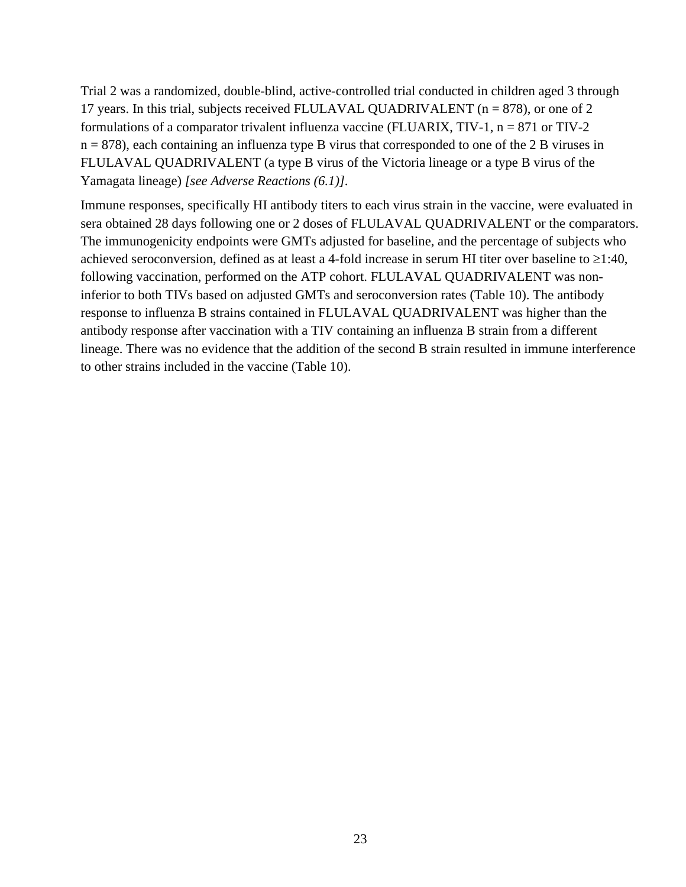Trial 2 was a randomized, double-blind, active-controlled trial conducted in children aged 3 through 17 years. In this trial, subjects received FLULAVAL QUADRIVALENT (n = 878), or one of 2 formulations of a comparator trivalent influenza vaccine (FLUARIX, TIV-1, n = 871 or TIV-2 n = 878), each containing an influenza type B virus that corresponded to one of the 2 B viruses in FLULAVAL QUADRIVALENT (a type B virus of the Victoria lineage or a type B virus of the Yamagata lineage) *[see Adverse Reactions (6.1)]*.

Immune responses, specifically HI antibody titers to each virus strain in the vaccine, were evaluated in sera obtained 28 days following one or 2 doses of FLULAVAL QUADRIVALENT or the comparators. The immunogenicity endpoints were GMTs adjusted for baseline, and the percentage of subjects who achieved seroconversion, defined as at least a 4-fold increase in serum HI titer over baseline to ≥1:40, following vaccination, performed on the ATP cohort. FLULAVAL QUADRIVALENT was non-inferior to both TIVs based on adjusted GMTs and seroconversion rates (Table 10). The antibody response to influenza B strains contained in FLULAVAL QUADRIVALENT was higher than the antibody response after vaccination with a TIV containing an influenza B strain from a different lineage. There was no evidence that the addition of the second B strain resulted in immune interference to other strains included in the vaccine (Table 10).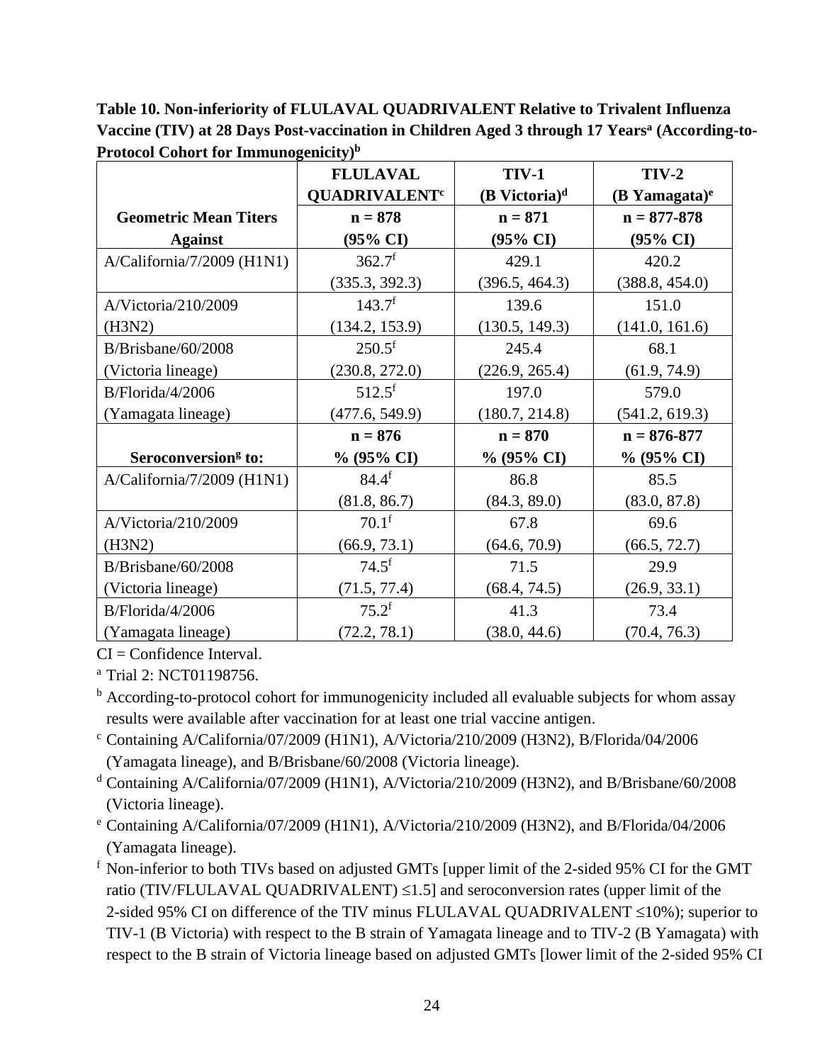**Table 10. Non-inferiority of FLULAVAL QUADRIVALENT Relative to Trivalent Influenza Vaccine (TIV) at 28 Days Post-vaccination in Children Aged 3 through 17 Years[a] (According-to-Protocol Cohort for Immunogenicity)[b]**

| Geometric Mean Titers Against | FLULAVAL QUADRIVALENT[c] n = 878 (95% CI) | TIV-1 (B Victoria)[d] n = 871 (95% CI) | TIV-2 (B Yamagata)[e] n = 877-878 (95% CI) |
|---|---|---|---|
| A/California/7/2009 (H1N1) | 362.7[f] (335.3, 392.3) | 429.1 (396.5, 464.3) | 420.2 (388.8, 454.0) |
| A/Victoria/210/2009 (H3N2) | 143.7[f] (134.2, 153.9) | 139.6 (130.5, 149.3) | 151.0 (141.0, 161.6) |
| B/Brisbane/60/2008 (Victoria lineage) | 250.5[f] (230.8, 272.0) | 245.4 (226.9, 265.4) | 68.1 (61.9, 74.9) |
| B/Florida/4/2006 (Yamagata lineage) | 512.5[f] (477.6, 549.9) | 197.0 (180.7, 214.8) | 579.0 (541.2, 619.3) |
| **Seroconversion[g] to:** | **n = 876 % (95% CI)** | **n = 870 % (95% CI)** | **n = 876-877 % (95% CI)** |
| A/California/7/2009 (H1N1) | 84.4[f] (81.8, 86.7) | 86.8 (84.3, 89.0) | 85.5 (83.0, 87.8) |
| A/Victoria/210/2009 (H3N2) | 70.1[f] (66.9, 73.1) | 67.8 (64.6, 70.9) | 69.6 (66.5, 72.7) |
| B/Brisbane/60/2008 (Victoria lineage) | 74.5[f] (71.5, 77.4) | 71.5 (68.4, 74.5) | 29.9 (26.9, 33.1) |
| B/Florida/4/2006 (Yamagata lineage) | 75.2[f] (72.2, 78.1) | 41.3 (38.0, 44.6) | 73.4 (70.4, 76.3) |

CI = Confidence Interval.

[a] Trial 2: NCT01198756.

[b] According-to-protocol cohort for immunogenicity included all evaluable subjects for whom assay results were available after vaccination for at least one trial vaccine antigen.

[c] Containing A/California/07/2009 (H1N1), A/Victoria/210/2009 (H3N2), B/Florida/04/2006 (Yamagata lineage), and B/Brisbane/60/2008 (Victoria lineage).

[d] Containing A/California/07/2009 (H1N1), A/Victoria/210/2009 (H3N2), and B/Brisbane/60/2008 (Victoria lineage).

[e] Containing A/California/07/2009 (H1N1), A/Victoria/210/2009 (H3N2), and B/Florida/04/2006 (Yamagata lineage).

[f] Non-inferior to both TIVs based on adjusted GMTs [upper limit of the 2-sided 95% CI for the GMT ratio (TIV/FLULAVAL QUADRIVALENT) ≤1.5] and seroconversion rates (upper limit of the 2-sided 95% CI on difference of the TIV minus FLULAVAL QUADRIVALENT ≤10%); superior to TIV-1 (B Victoria) with respect to the B strain of Yamagata lineage and to TIV-2 (B Yamagata) with respect to the B strain of Victoria lineage based on adjusted GMTs [lower limit of the 2-sided 95% CI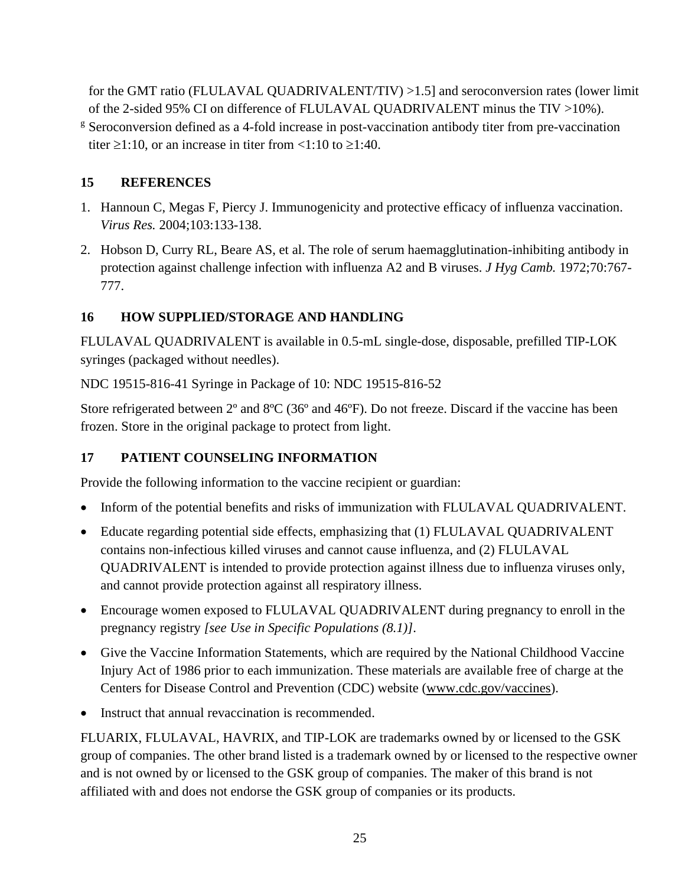for the GMT ratio (FLULAVAL QUADRIVALENT/TIV) >1.5] and seroconversion rates (lower limit of the 2-sided 95% CI on difference of FLULAVAL QUADRIVALENT minus the TIV >10%).

[g] Seroconversion defined as a 4-fold increase in post-vaccination antibody titer from pre-vaccination titer ≥1:10, or an increase in titer from <1:10 to ≥1:40.

## 15 REFERENCES

1. Hannoun C, Megas F, Piercy J. Immunogenicity and protective efficacy of influenza vaccination. *Virus Res.* 2004;103:133-138.
2. Hobson D, Curry RL, Beare AS, et al. The role of serum haemagglutination-inhibiting antibody in protection against challenge infection with influenza A2 and B viruses. *J Hyg Camb.* 1972;70:767-777.

## 16 HOW SUPPLIED/STORAGE AND HANDLING

FLULAVAL QUADRIVALENT is available in 0.5-mL single-dose, disposable, prefilled TIP-LOK syringes (packaged without needles).

NDC 19515-816-41 Syringe in Package of 10: NDC 19515-816-52

Store refrigerated between 2º and 8ºC (36º and 46ºF). Do not freeze. Discard if the vaccine has been frozen. Store in the original package to protect from light.

## 17 PATIENT COUNSELING INFORMATION

Provide the following information to the vaccine recipient or guardian:

- Inform of the potential benefits and risks of immunization with FLULAVAL QUADRIVALENT.
- Educate regarding potential side effects, emphasizing that (1) FLULAVAL QUADRIVALENT contains non-infectious killed viruses and cannot cause influenza, and (2) FLULAVAL QUADRIVALENT is intended to provide protection against illness due to influenza viruses only, and cannot provide protection against all respiratory illness.
- Encourage women exposed to FLULAVAL QUADRIVALENT during pregnancy to enroll in the pregnancy registry *[see Use in Specific Populations (8.1)]*.
- Give the Vaccine Information Statements, which are required by the National Childhood Vaccine Injury Act of 1986 prior to each immunization. These materials are available free of charge at the Centers for Disease Control and Prevention (CDC) website (www.cdc.gov/vaccines).
- Instruct that annual revaccination is recommended.

FLUARIX, FLULAVAL, HAVRIX, and TIP-LOK are trademarks owned by or licensed to the GSK group of companies. The other brand listed is a trademark owned by or licensed to the respective owner and is not owned by or licensed to the GSK group of companies. The maker of this brand is not affiliated with and does not endorse the GSK group of companies or its products.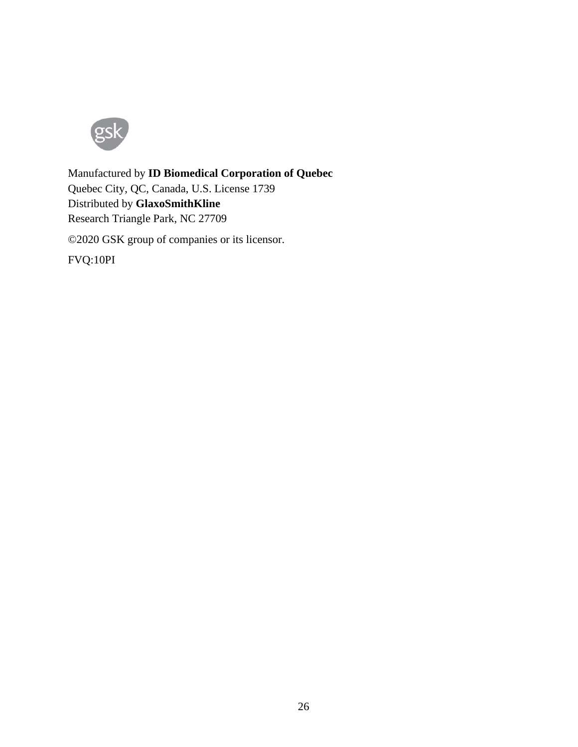Manufactured by **ID Biomedical Corporation of Quebec**
Quebec City, QC, Canada, U.S. License 1739
Distributed by **GlaxoSmithKline**
Research Triangle Park, NC 27709

©2020 GSK group of companies or its licensor.

FVQ:10PI